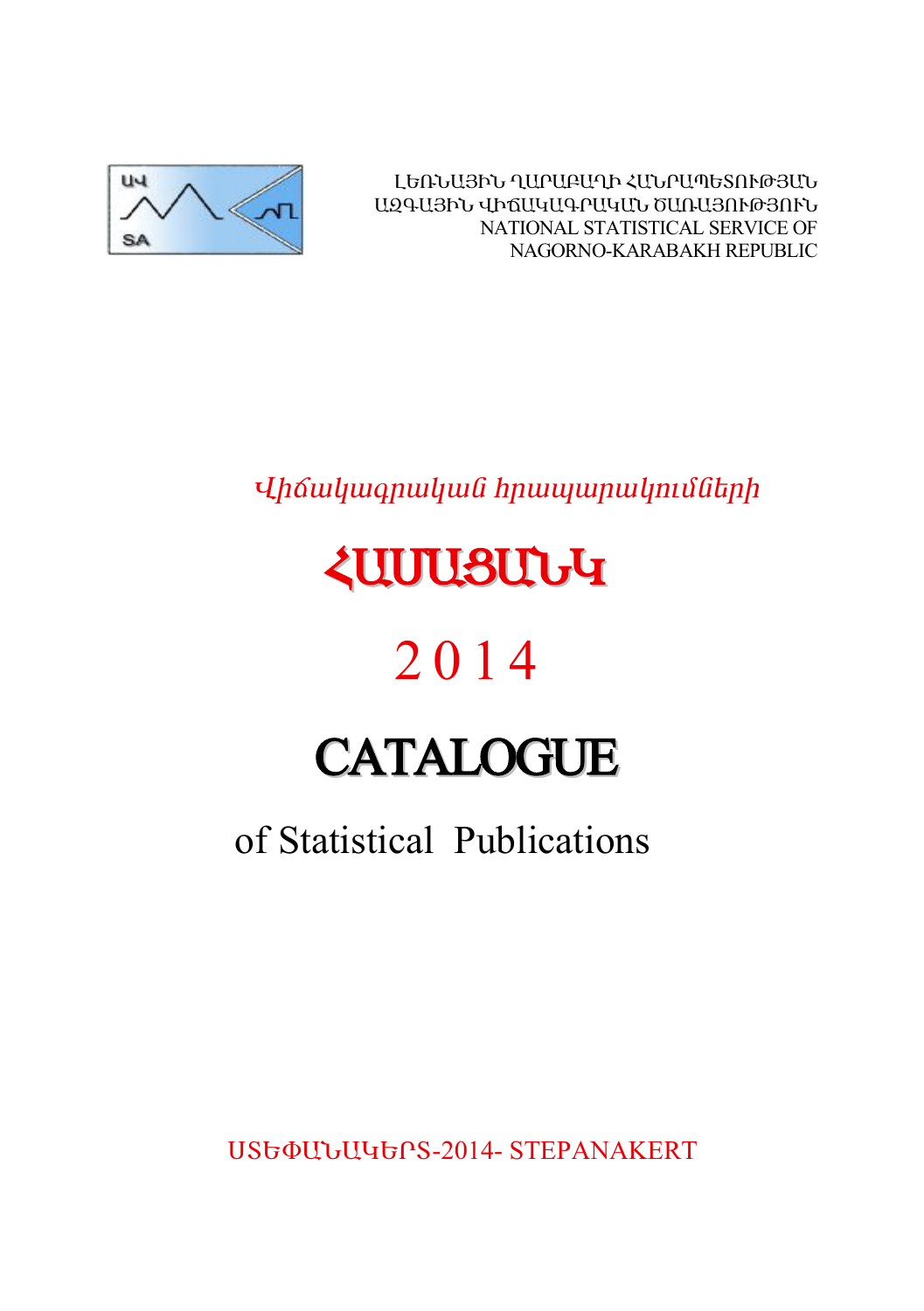ԼԵՌՆԱՅԻՆ ՂԱՐԱԲԱՂԻ ՀԱՆՐԱՊԵՏՈՒԹՅԱՆ
ԱԶԳԱՅԻՆ ՎԻՃԱԿԱԳՐԱԿԱՆ ԾԱՌԱՅՈՒԹՅՈՒՆ
NATIONAL STATISTICAL SERVICE OF
NAGORNO-KARABAKH REPUBLIC

*Վիճակագրական հրապարակումների*

# ՀԱՄԱՑԱՆԿ

# 2014

# CATALOGUE

## of Statistical Publications

ՍՏԵՓԱՆԱԿԵՐՏ-2014- STEPANAKERT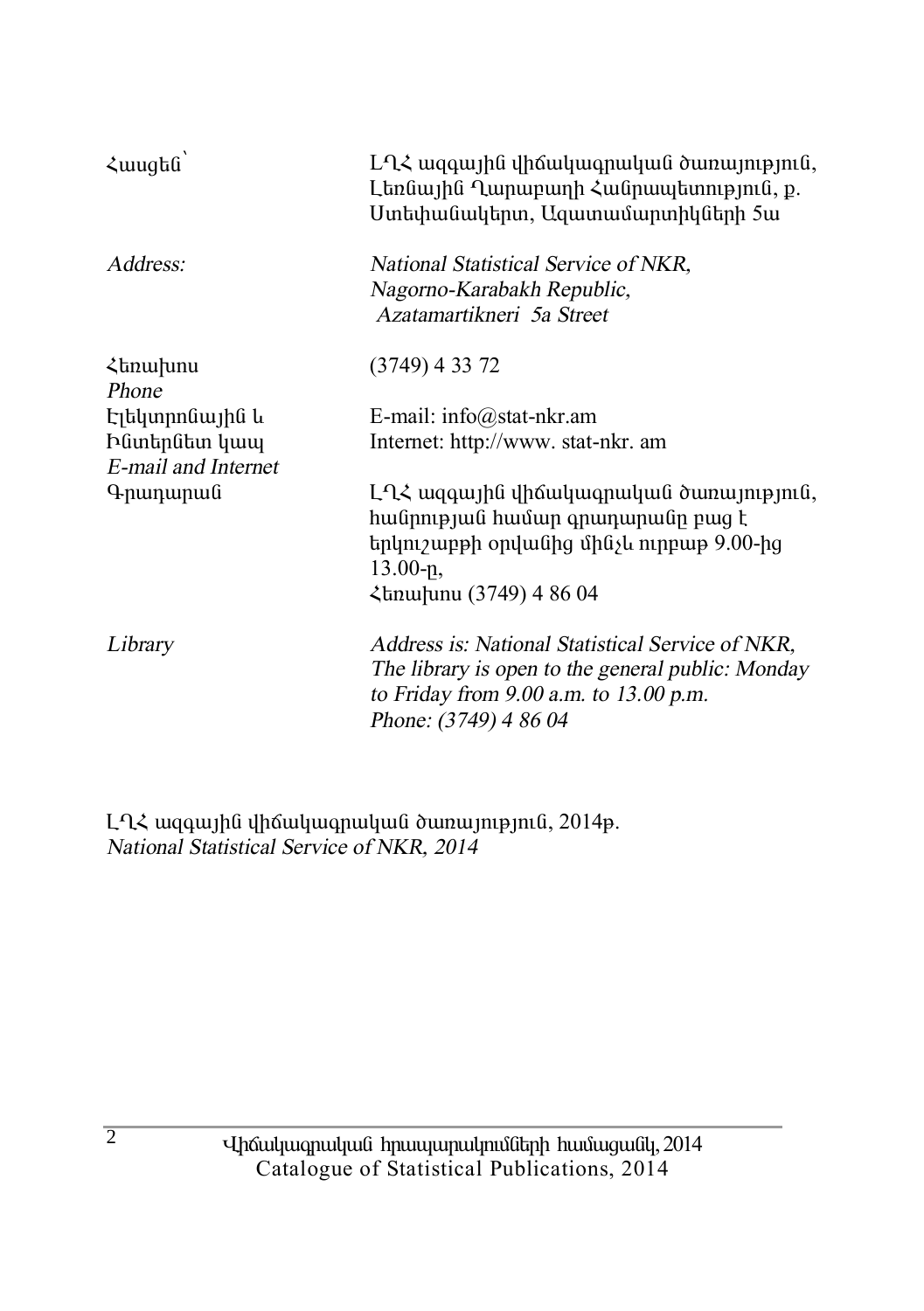| | |
|---|---|
| Հասցեն՝ | ԼՂՀ ազգային վիճակագրական ծառայություն, Լեռնային Ղարաբաղի Հանրապետություն, ք. Ստեփանակերտ, Ազատամարտիկների 5ա |
| *Address:* | *National Statistical Service of NKR, Nagorno-Karabakh Republic, Azatamartikneri 5a Street* |
| Հեռախոս<br>*Phone* | (3749) 4 33 72 |
| Էլեկտրոնային և Ինտերնետ կապ<br>*E-mail and Internet* | E-mail: info@stat-nkr.am<br>Internet: http://www. stat-nkr. am |
| Գրադարան | ԼՂՀ ազգային վիճակագրական ծառայություն, հանրության համար գրադարանը բաց է երկուշաբթի օրվանից մինչև ուրբաթ 9.00-ից 13.00-ը,<br>Հեռախոս (3749) 4 86 04 |
| *Library* | *Address is: National Statistical Service of NKR, The library is open to the general public: Monday to Friday from 9.00 a.m. to 13.00 p.m.*<br>*Phone: (3749) 4 86 04* |

ԼՂՀ ազգային վիճակագրական ծառայություն, 2014թ.
*National Statistical Service of NKR, 2014*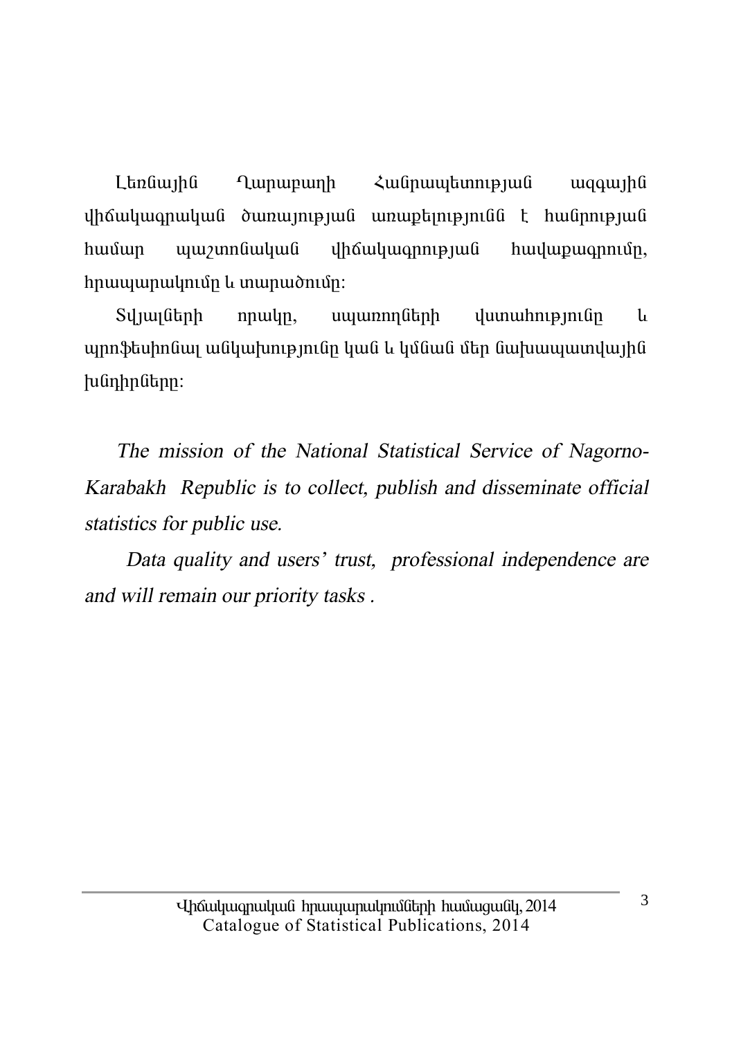Լեռնային Ղարաբաղի Հանրապետության ազգային վիճակագրական ծառայության առաքելությունն է հանրության համար պաշտոնական վիճակագրության հավաքագրումը, հրապարակումը և տարածումը:

Տվյալների որակը, սպառողների վստահությունը և պրոֆեսիոնալ անկախությունը կան և կմնան մեր նախապատվային խնդիրները:

*The mission of the National Statistical Service of Nagorno-Karabakh Republic is to collect, publish and disseminate official statistics for public use.*

*Data quality and users' trust, professional independence are and will remain our priority tasks .*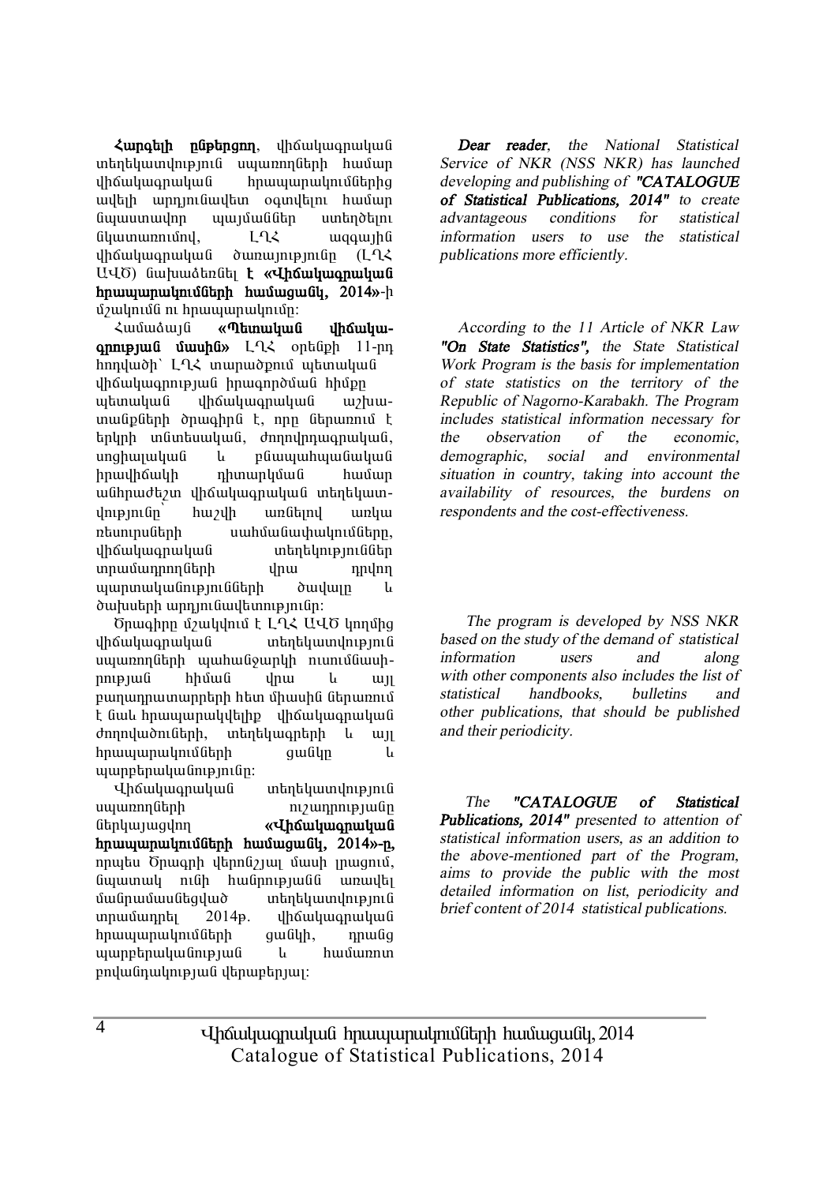**Հարգելի ընթերցող**, վիճակագրական տեղեկատվություն սպառողների համար վիճակագրական հրապարակումներից ավելի արդյունավետ օգտվելու համար նպաստավոր պայմաններ ստեղծելու նկատառումով, ԼՂՀ ազգային վիճակագրական ծառայությունը (ԼՂՀ ԱՎԾ) նախաձեռնել է **«Վիճակագրական հրապարակումների համացանկ, 2014»**-ի մշակումն ու հրապարակումը:

Համաձայն **«Պետական վիճակագրության մասին»** ԼՂՀ օրենքի 11-րդ հոդվածի՝ ԼՂՀ տարածքում պետական վիճակագրության իրագործման հիմքը պետական վիճակագրական աշխատանքների ծրագիրն է, որը ներառում է երկրի տնտեսական, ժողովրդագրական, սոցիալական և բնապահպանական իրավիճակի դիտարկման համար անհրաժեշտ վիճակագրական տեղեկատվությունը՝ հաշվի առնելով առկա ռեսուրսների սահմանափակումները, վիճակագրական տեղեկություններ տրամադրողների վրա դրվող պարտականությունների ծավալը և ծախսերի արդյունավետությունը:

Ծրագիրը մշակվում է ԼՂՀ ԱՎԾ կողմից վիճակագրական տեղեկատվություն սպառողների պահանջարկի ուսումնասիրության հիման վրա և այլ բաղադրատարրերի հետ միասին ներառում է նաև հրապարակվելիք վիճակագրական ժողովածուների, տեղեկագրերի և այլ հրապարակումների ցանկը և պարբերականությունը:

Վիճակագրական տեղեկատվություն սպառողների ուշադրությանը ներկայացվող **«Վիճակագրական հրապարակումների համացանկ, 2014»**-ը, որպես Ծրագրի վերոնշյալ մասի լրացում, նպատակ ունի հանրությանն առավել մանրամասնեցված տեղեկատվություն տրամադրել 2014թ. վիճակագրական հրապարակումների ցանկի, դրանց պարբերականության և համառոտ բովանդակության վերաբերյալ:

***Dear reader***, *the National Statistical Service of NKR (NSS NKR) has launched developing and publishing of* ***"CATALOGUE of Statistical Publications, 2014"*** *to create advantageous conditions for statistical information users to use the statistical publications more efficiently.*

*According to the 11 Article of NKR Law* ***"On State Statistics",*** *the State Statistical Work Program is the basis for implementation of state statistics on the territory of the Republic of Nagorno-Karabakh. The Program includes statistical information necessary for the observation of the economic, demographic, social and environmental situation in country, taking into account the availability of resources, the burdens on respondents and the cost-effectiveness.*

*The program is developed by NSS NKR based on the study of the demand of statistical information users and along with other components also includes the list of statistical handbooks, bulletins and other publications, that should be published and their periodicity.*

*The* ***"CATALOGUE of Statistical Publications, 2014"*** *presented to attention of statistical information users, as an addition to the above-mentioned part of the Program, aims to provide the public with the most detailed information on list, periodicity and brief content of 2014 statistical publications.*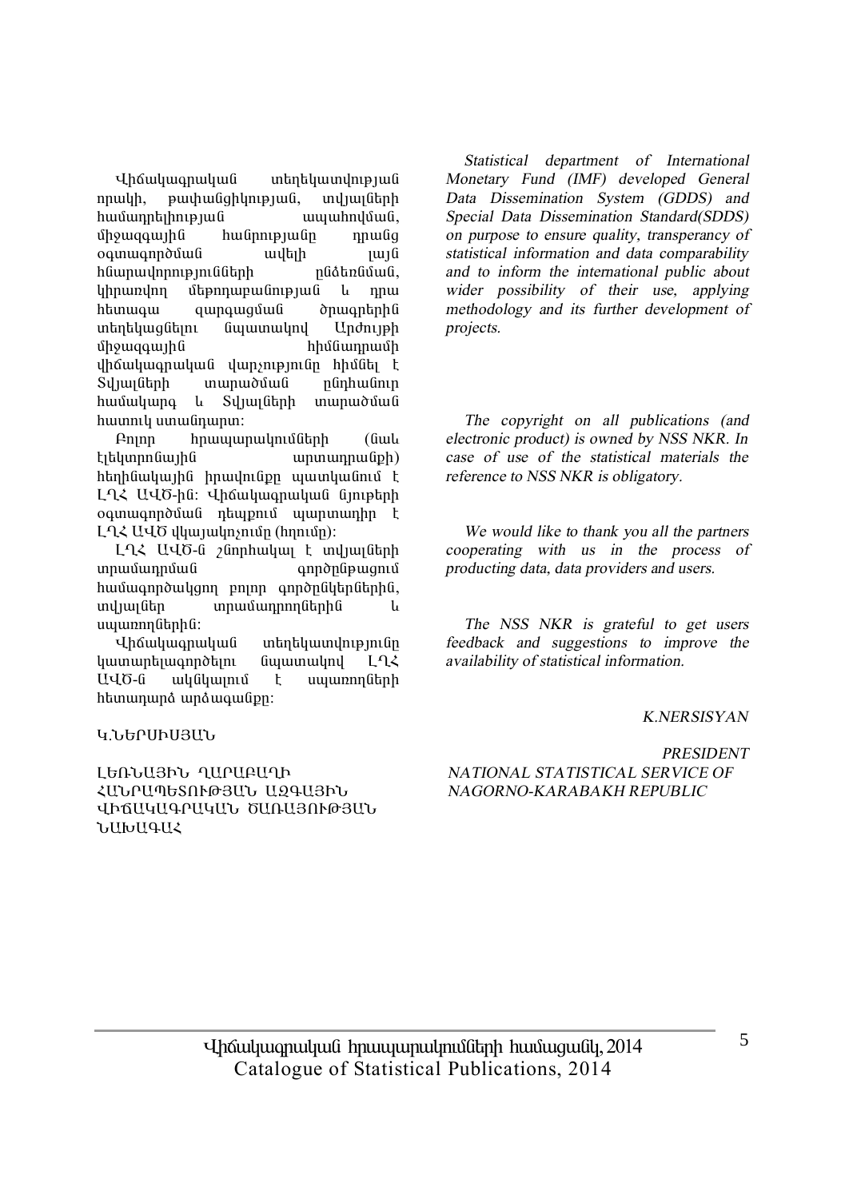Վիճակագրական տեղեկատվության որակի, թափանցիկության, տվյալների համադրելիության ապահովման, միջազգային հանրությանը դրանց օգտագործման ավելի լայն հնարավորությունների ընձեռնման, կիրառվող մեթոդաբանության և դրա հետագա զարգացման ծրագրերին տեղեկացնելու նպատակով Արժույթի միջազգային հիմնադրամի վիճակագրական վարչությունը հիմնել է Տվյալների տարածման ընդհանուր համակարգ և Տվյալների տարածման հատուկ ստանդարտ:

Բոլոր հրապարակումների (նաև էլեկտրոնային արտադրանքի) հեղինակային իրավունքը պատկանում է ԼՂՀ ԱՎԾ-ին: Վիճակագրական նյութերի օգտագործման դեպքում պարտադիր է ԼՂՀ ԱՎԾ վկայակոչումը (հղումը):

ԼՂՀ ԱՎԾ-ն շնորհակալ է տվյալների տրամադրման գործընթացում համագործակցող բոլոր գործընկերներին, տվյալներ տրամադրողներին և սպառողներին:

Վիճակագրական տեղեկատվությունը կատարելագործելու նպատակով ԼՂՀ ԱՎԾ-ն ակնկալում է սպառողների հետադարձ արձագանքը:

Կ.ՆԵՐՍԻՍՅԱՆ

ԼԵՌՆԱՅԻՆ ՂԱՐԱԲԱՂԻ ՀԱՆՐԱՊԵՏՈՒԹՅԱՆ ԱԶԳԱՅԻՆ ՎԻՃԱԿԱԳՐԱԿԱՆ ԾԱՌԱՅՈՒԹՅԱՆ ՆԱԽԱԳԱՀ

*Statistical department of International Monetary Fund (IMF) developed General Data Dissemination System (GDDS) and Special Data Dissemination Standard(SDDS) on purpose to ensure quality, transperancy of statistical information and data comparability and to inform the international public about wider possibility of their use, applying methodology and its further development of projects.*

*The copyright on all publications (and electronic product) is owned by NSS NKR. In case of use of the statistical materials the reference to NSS NKR is obligatory.*

*We would like to thank you all the partners cooperating with us in the process of producting data, data providers and users.*

*The NSS NKR is grateful to get users feedback and suggestions to improve the availability of statistical information.*

*K.NERSISYAN*

*PRESIDENT*
*NATIONAL STATISTICAL SERVICE OF NAGORNO-KARABAKH REPUBLIC*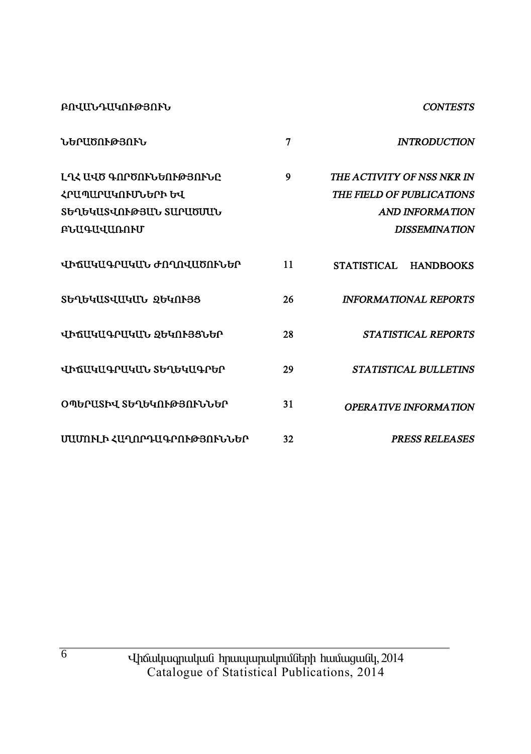| ԲՈՎԱՆԴԱԿՈՒԹՅՈՒՆ | | *CONTESTS* |
|---|---|---|
| ՆԵՐԱԾՈՒԹՅՈՒՆ | 7 | *INTRODUCTION* |
| ԼՂՀ ԱՎԾ ԳՈՐԾՈՒՆԵՈՒԹՅՈՒՆԸ ՀՐԱՊԱՐԱԿՈՒՄՆԵՐԻ ԵՎ ՏԵՂԵԿԱՏՎՈՒԹՅԱՆ ՏԱՐԱԾՄԱՆ ԲՆԱԳԱՎԱՌՈՒՄ | 9 | *THE ACTIVITY OF NSS NKR IN THE FIELD OF PUBLICATIONS AND INFORMATION DISSEMINATION* |
| ՎԻՃԱԿԱԳՐԱԿԱՆ ԺՈՂՈՎԱԾՈՒՆԵՐ | 11 | STATISTICAL HANDBOOKS |
| ՏԵՂԵԿԱՏՎԱԿԱՆ ԶԵԿՈՒՅՑ | 26 | *INFORMATIONAL REPORTS* |
| ՎԻՃԱԿԱԳՐԱԿԱՆ ԶԵԿՈՒՅՑՆԵՐ | 28 | *STATISTICAL REPORTS* |
| ՎԻՃԱԿԱԳՐԱԿԱՆ ՏԵՂԵԿԱԳՐԵՐ | 29 | *STATISTICAL BULLETINS* |
| ՕՊԵՐԱՏԻՎ ՏԵՂԵԿՈՒԹՅՈՒՆՆԵՐ | 31 | *OPERATIVE INFORMATION* |
| ՄԱՄՈՒԼԻ ՀԱՂՈՐԴԱԳՐՈՒԹՅՈՒՆՆԵՐ | 32 | *PRESS RELEASES* |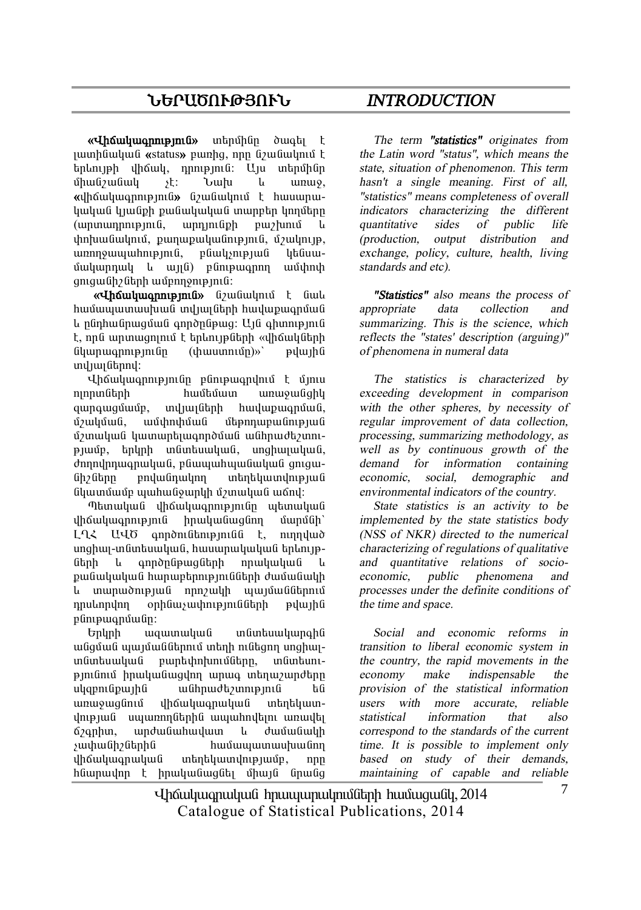# ՆԵՐԱԾՈՒԹՅՈՒՆ

**«Վիճակագրություն»** տերմինը ծագել է լատինական «status» բառից, որը նշանակում է երևույթի վիճակ, դրություն: Այս տերմինը միանշանակ չէ: Նախ և առաջ, «վիճակագրություն» նշանակում է հասարակական կյանքի քանակական տարբեր կողմերը (արտադրություն, արդյունքի բաշխում և փոխանակում, քաղաքականություն, մշակույթ, առողջապահություն, բնակչության կենսամակարդակ և այլն) բնութագրող ամփոփ ցուցանիշների ամբողջություն:

**«Վիճակագրություն»** նշանակում է նաև համապատասխան տվյալների հավաքագրման և ընդհանրացման գործընթաց: Այն գիտություն է, որն արտացոլում է երևույթների «վիճակների նկարագրությունը (փաստումը)»՝ թվային տվյալներով:

Վիճակագրությունը բնութագրվում է մյուս ոլորտների համեմատ առաջանցիկ զարգացմամբ, տվյալների հավաքագրման, մշակման, ամփոփման մեթոդաբանության մշտական կատարելագործման անհրաժեշտությամբ, երկրի տնտեսական, սոցիալական, ժողովրդագրական, բնապահպանական ցուցանիշները բովանդակող տեղեկատվության նկատմամբ պահանջարկի մշտական աճով:

Պետական վիճակագրությունը պետական վիճակագրություն իրականացնող մարմնի՝ ԼՂՀ ԱՎԾ գործունեությունն է, ուղղված սոցիալ-տնտեսական, հասարակական երևույթների և գործընթացների որակական և քանակական հարաբերությունների ժամանակի և տարածության որոշակի պայմաններում դրսևորվող օրինաչափությունների թվային բնութագրմանը:

Երկրի ազատական տնտեսակարգին անցման պայմաններում տեղի ունեցող սոցիալ-տնտեսական բարեփոխումները, տնտեսությունում իրականացվող արագ տեղաշարժերը սկզբունքային անհրաժեշտություն են առաջացնում վիճակագրական տեղեկատվության սպառողներին ապահովելու առավել ճշգրիտ, արժանահավատ և ժամանակի չափանիշներին համապատասխանող վիճակագրական տեղեկատվությամբ, որը հնարավոր է իրականացնել միայն նրանց

# INTRODUCTION

*The term* ***"statistics"*** *originates from the Latin word "status", which means the state, situation of phenomenon. This term hasn't a single meaning. First of all, "statistics" means completeness of overall indicators characterizing the different quantitative sides of public life (production, output distribution and exchange, policy, culture, health, living standards and etc).*

***"Statistics"*** *also means the process of appropriate data collection and summarizing. This is the science, which reflects the "states' description (arguing)" of phenomena in numeral data*

*The statistics is characterized by exceeding development in comparison with the other spheres, by necessity of regular improvement of data collection, processing, summarizing methodology, as well as by continuous growth of the demand for information containing economic, social, demographic and environmental indicators of the country.*

*State statistics is an activity to be implemented by the state statistics body (NSS of NKR) directed to the numerical characterizing of regulations of qualitative and quantitative relations of socio-economic, public phenomena and processes under the definite conditions of the time and space.*

*Social and economic reforms in transition to liberal economic system in the country, the rapid movements in the economy make indispensable the provision of the statistical information users with more accurate, reliable statistical information that also correspond to the standards of the current time. It is possible to implement only based on study of their demands, maintaining of capable and reliable*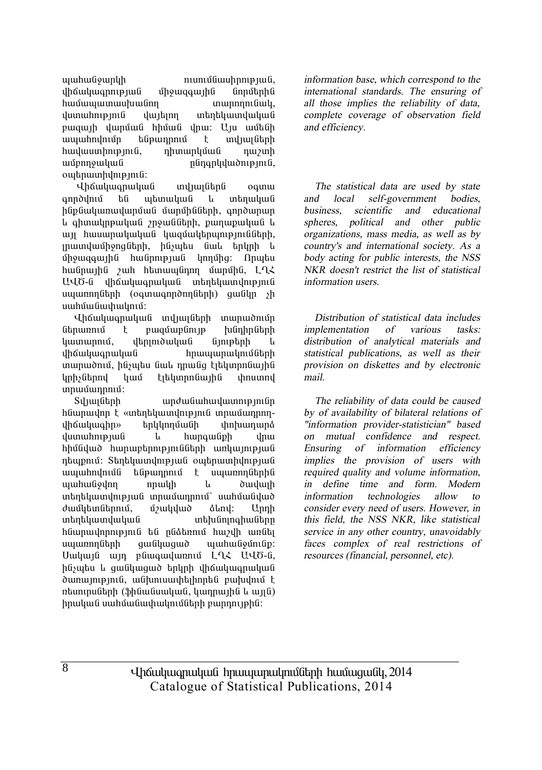պահանջարկի ուսումնասիրության, վիճակագրության միջազգային նորմերին համապատասխանող տարողունակ, վստահություն վայելող տեղեկատվական բազայի վարման հիման վրա: Այս ամենի ապահովումը ենթադրում է տվյալների հավաստիություն, դիտարկման դաշտի ամբողջական ընդգրկվածություն, օպերատիվություն:

*information base, which correspond to the international standards. The ensuring of all those implies the reliability of data, complete coverage of observation field and efficiency.*

Վիճակագրական տվյալներն օգտագործվում են պետական և տեղական ինքնակառավարման մարմինների, գործարար և գիտակրթական շրջանների, քաղաքական և այլ հասարակական կազմակերպությունների, լրատվամիջոցների, ինչպես նաև երկրի և միջազգային հանրության կողմից: Որպես հանրային շահ հետապնդող մարմին, ԼՂՀ ԱՎԾ-ն վիճակագրական տեղեկատվություն սպառողների (օգտագործողների) ցանկը չի սահմանափակում:

*The statistical data are used by state and local self-government bodies, business, scientific and educational spheres, political and other public organizations, mass media, as well as by country's and international society. As a body acting for public interests, the NSS NKR doesn't restrict the list of statistical information users.*

Վիճակագրական տվյալների տարածումը ներառում է բազմաբնույթ խնդիրների կատարում, վերլուծական նյութերի և վիճակագրական հրապարակումների տարածում, ինչպես նաև դրանց էլեկտրոնային կրիչներով կամ էլեկտրոնային փոստով տրամադրում:

*Distribution of statistical data includes implementation of various tasks: distribution of analytical materials and statistical publications, as well as their provision on diskettes and by electronic mail.*

Տվյալների արժանահավատությունը հնարավոր է «տեղեկատվություն տրամադրող-վիճակագիր» երկկողմանի փոխադարձ վստահության և հարգանքի վրա հիմնված հարաբերությունների առկայության դեպքում: Տեղեկատվության օպերատիվության ապահովումն ենթադրում է սպառողներին պահանջվող որակի և ծավալի տեղեկատվության տրամադրում՝ սահմանված ժամկետներում, մշակված ձևով: Արդի տեղեկատվական տեխնոլոգիաները հնարավորություն են ընձեռում հաշվի առնել սպառողների ցանկացած պահանջմունք: Սակայն այդ բնագավառում ԼՂՀ ԱՎԾ-ն, ինչպես և ցանկացած երկրի վիճակագրական ծառայություն, անխուսափելիորեն բախվում է ռեսուրսների (ֆինանսական, կադրային և այլն) իրական սահմանափակումների բարդույթին:

*The reliability of data could be caused by of availability of bilateral relations of "information provider-statistician" based on mutual confidence and respect. Ensuring of information efficiency implies the provision of users with required quality and volume information, in define time and form. Modern information technologies allow to consider every need of users. However, in this field, the NSS NKR, like statistical service in any other country, unavoidably faces complex of real restrictions of resources (financial, personnel, etc).*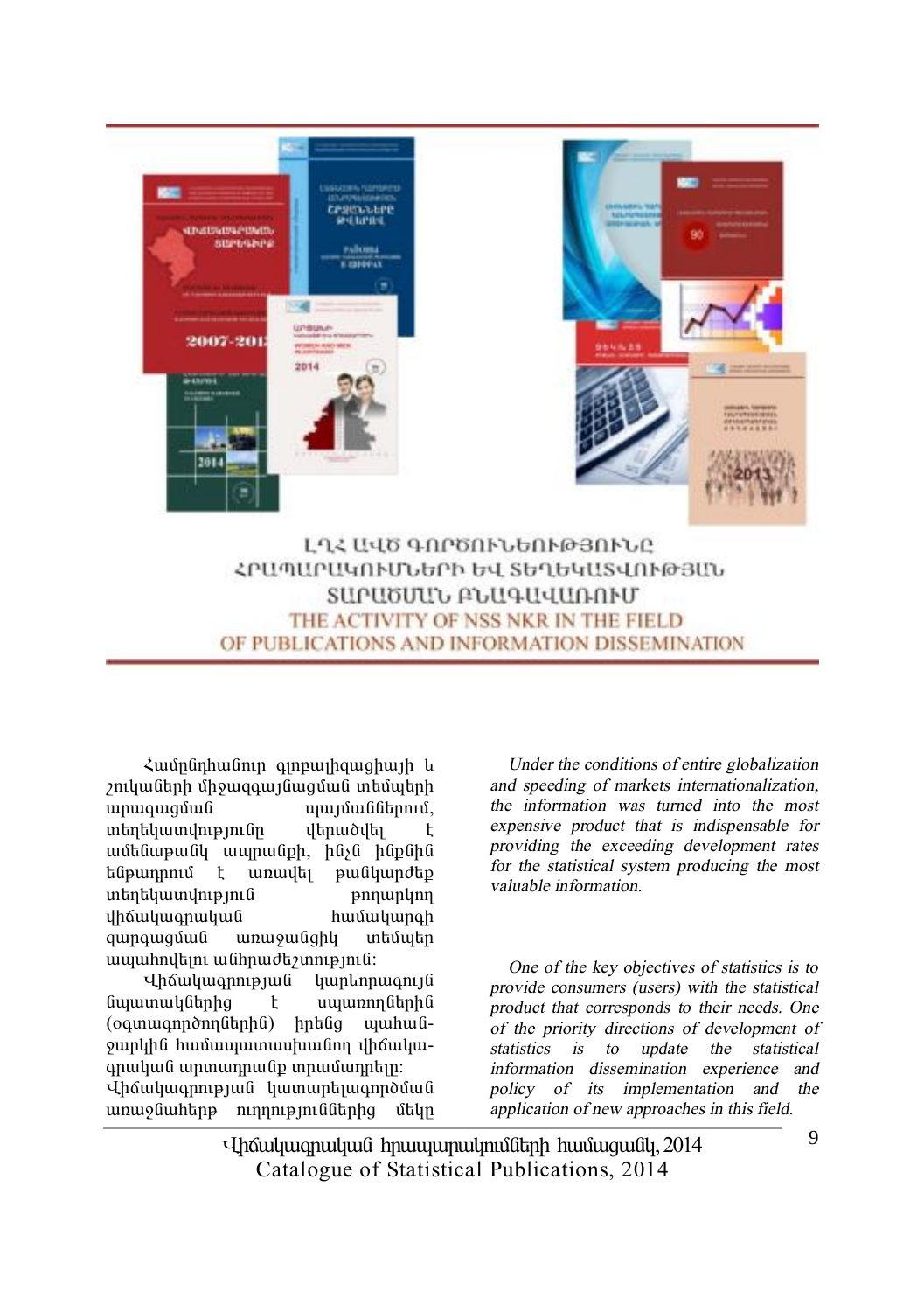# ԼՂՀ ԱՎԾ ԳՈՐԾՈՒՆԵՈՒԹՅՈՒՆԸ ՀՐԱՊԱՐԱԿՈՒՄՆԵՐԻ ԵՎ ՏԵՂԵԿԱՏՎՈՒԹՅԱՆ ՏԱՐԱԾՄԱՆ ԲՆԱԳԱՎԱՌՈՒՄ

# THE ACTIVITY OF NSS NKR IN THE FIELD OF PUBLICATIONS AND INFORMATION DISSEMINATION

Համընդհանուր գլոբալիզացիայի և շուկաների միջազգայնացման տեմպերի արագացման պայմաններում, տեղեկատվությունը վերածվել է ամենաթանկ ապրանքի, ինչն իրենից ենթադրում է առավել թանկարժեք տեղեկատվություն թողարկող վիճակագրական համակարգի զարգացման առաջանցիկ տեմպեր ապահովելու անհրաժեշտություն:

*Under the conditions of entire globalization and speeding of markets internationalization, the information was turned into the most expensive product that is indispensable for providing the exceeding development rates for the statistical system producing the most valuable information.*

Վիճակագրության կարևորագույն նպատակներից է սպառողներին (օգտագործողներին) իրենց պահանջարկին համապատասխանող վիճակագրական արտադրանք տրամադրելը: Վիճակագրության կատարելագործման առաջնահերթ ուղղություններից մեկը

*One of the key objectives of statistics is to provide consumers (users) with the statistical product that corresponds to their needs. One of the priority directions of development of statistics is to update the statistical information dissemination experience and policy of its implementation and the application of new approaches in this field.*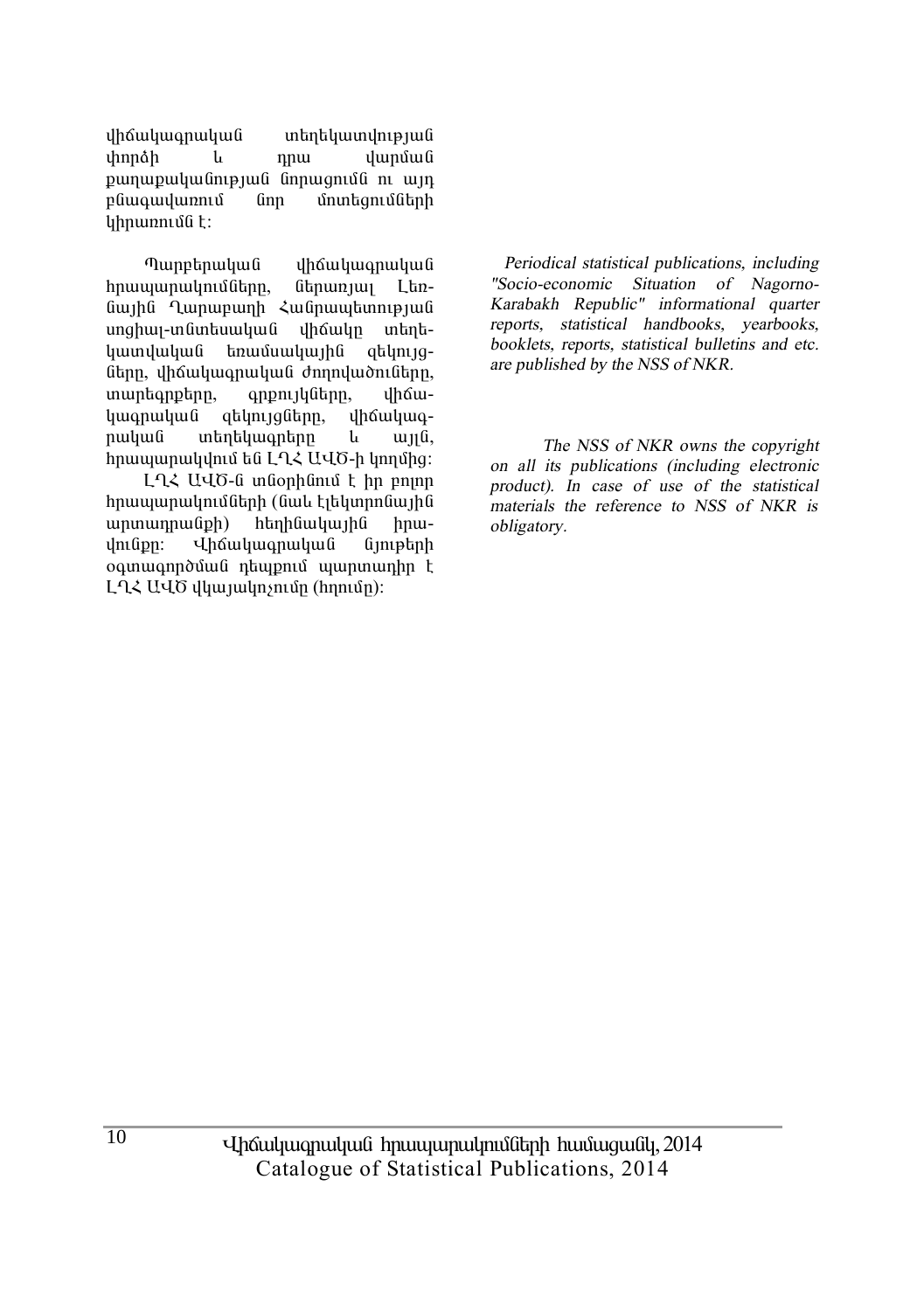վիճակագրական տեղեկատվության փորձի և դրա վարման քաղաքականության ներացումն ու այդ բնագավառում նոր մոտեցումների կիրառումն է:

Պարբերական վիճակագրական հրապարակումները, ներառյալ Լեռնային Ղարաբաղի Հանրապետության սոցիալ-տնտեսական վիճակը տեղեկատվական եռամսակային զեկույցները, վիճակագրական ժողովածուները, տարեգրքերը, գրքույկները, վիճակագրական զեկույցները, վիճակագրական տեղեկագրերը և այլն, հրապարակվում են ԼՂՀ ԱՎԾ-ի կողմից:

ԼՂՀ ԱՎԾ-ն տնօրինում է իր բոլոր հրապարակումների (նաև էլեկտրոնային արտադրանքի) հեղինակային իրավունքը: Վիճակագրական նյութերի օգտագործման դեպքում պարտադիր է ԼՂՀ ԱՎԾ վկայակոչումը (հղումը):

*Periodical statistical publications, including "Socio-economic Situation of Nagorno-Karabakh Republic" informational quarter reports, statistical handbooks, yearbooks, booklets, reports, statistical bulletins and etc. are published by the NSS of NKR.*

*The NSS of NKR owns the copyright on all its publications (including electronic product). In case of use of the statistical materials the reference to NSS of NKR is obligatory.*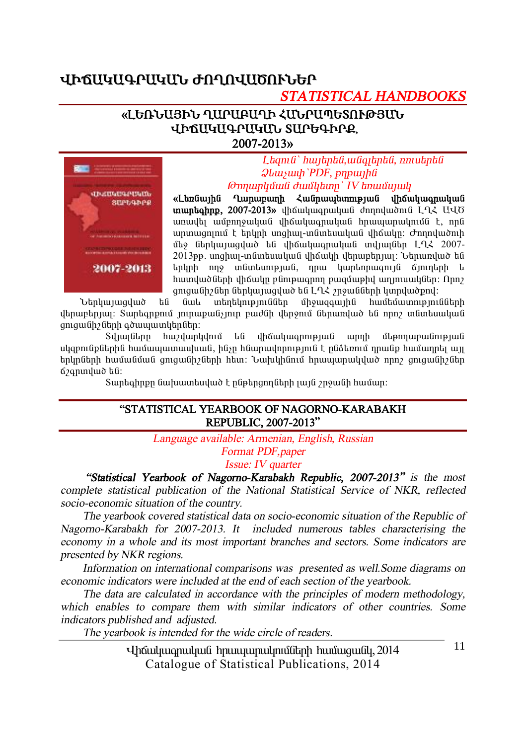# ՎԻՃԱԿԱԳՐԱԿԱՆ ԺՈՂՈՎԱԾՈՒՆԵՐ

*STATISTICAL HANDBOOKS*

## «ԼԵՌՆԱՅԻՆ ՂԱՐԱԲԱՂԻ ՀԱՆՐԱՊԵՏՈՒԹՅԱՆ ՎԻՃԱԿԱԳՐԱԿԱՆ ՏԱՐԵԳԻՐՔ, 2007-2013»

*Լեզուն՝ հայերեն,անգլերեն, ռուսերեն*
*Ձևաչափ՝PDF, թղթային*
*Թողարկման ժամկետը՝ IV եռամսյակ*

**«Լեռնային Ղարաբաղի Հանրապետության վիճակագրական տարեգիրք, 2007-2013»** վիճակագրական ժողովածուն ԼՂՀ ԱՎԾ առավել ամբողջական վիճակագրական հրապարակումն է, որն արտացոլում է երկրի սոցիալ-տնտեսական վիճակը: Ժողովածուի մեջ ներկայացված են վիճակագրական տվյալներ ԼՂՀ 2007-2013թթ. սոցիալ-տնտեսական վիճակի վերաբերյալ: Ներառված են երկրի ողջ տնտեսության, դրա կարևորագույն ճյուղերի և հատվածների վիճակը բնութագրող բազմաթիվ աղյուսակներ: Որոշ ցուցանիշներ ներկայացված են ԼՂՀ շրջանների կտրվածքով:

Ներկայացված են նաև տեղեկություններ միջազգային համեմատությունների վերաբերյալ: Տարեգրքում յուրաքանչյուր բաժնի վերջում ներառված են որոշ տնտեսական ցուցանիշների գծապատկերներ:

Տվյալները հաշվարկվում են վիճակագրության արդի մեթոդաբանության սկզբունքներին համապատասխան, ինչը հնարավորություն է ընձեռում դրանք համադրել այլ երկրների համանման ցուցանիշների հետ: Նախկինում հրապարակված որոշ ցուցանիշներ ճշգրտված են:

Տարեգիրքը նախատեսված է ընթերցողների լայն շրջանի համար:

## "STATISTICAL YEARBOOK OF NAGORNO-KARABAKH REPUBLIC, 2007-2013"

*Language available: Armenian, English, Russian*
*Format PDF,paper*
*Issue: IV quarter*

***"Statistical Yearbook of Nagorno-Karabakh Republic, 2007-2013"*** *is the most complete statistical publication of the National Statistical Service of NKR, reflected socio-economic situation of the country.*

*The yearbook covered statistical data on socio-economic situation of the Republic of Nagorno-Karabakh for 2007-2013. It included numerous tables characterising the economy in a whole and its most important branches and sectors. Some indicators are presented by NKR regions.*

*Information on international comparisons was presented as well.Some diagrams on economic indicators were included at the end of each section of the yearbook.*

*The data are calculated in accordance with the principles of modern methodology, which enables to compare them with similar indicators of other countries. Some indicators published and adjusted.*

*The yearbook is intended for the wide circle of readers.*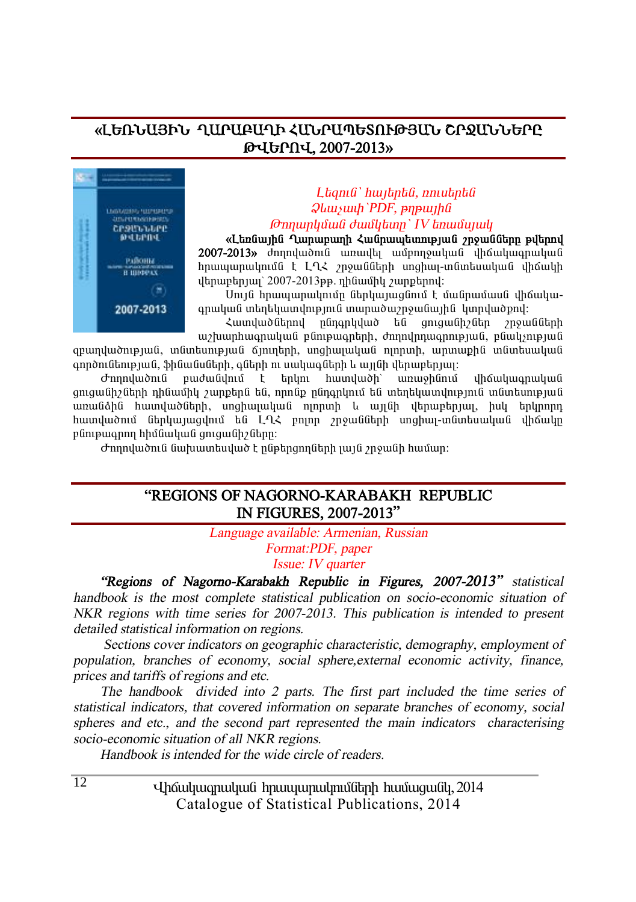## «ԼԵՌՆԱՅԻՆ ՂԱՐԱԲԱՂԻ ՀԱՆՐԱՊԵՏՈՒԹՅԱՆ ՇՐՋԱՆՆԵՐԸ ԹՎԵՐՈՎ, 2007-2013»

*Լեզուն՝ հայերեն, ռուսերեն*
*Ձևաչափ՝PDF, թղթային*
*Թողարկման ժամկետը՝ IV եռամսյակ*

**«Լեռնային Ղարաբաղի Հանրապետության շրջանները թվերով 2007-2013»** ժողովածուն առավել ամբողջական վիճակագրական հրապարակումն է ԼՂՀ շրջանների սոցիալ-տնտեսական վիճակի վերաբերյալ՝ 2007-2013թթ. դինամիկ շարքերով:

Սույն հրապարակումը ներկայացնում է մանրամասն վիճակագրական տեղեկատվություն տարածաշրջանային կտրվածքով:

Հատվածներով ընդգրկված են ցուցանիշներ շրջանների աշխարհագրական բնութագրերի, ժողովրդագրության, բնակչության զբաղվածության, տնտեսության ճյուղերի, սոցիալական ոլորտի, արտաքին տնտեսական գործունեության, ֆինանսների, գների ու սակագների և այլնի վերաբերյալ:

Ժողովածուն բաժանվում է երկու հատվածի՝ առաջինում վիճակագրական ցուցանիշների դինամիկ շարքերն են, որոնք ընդգրկում են տեղեկատվություն տնտեսության առանձին հատվածների, սոցիալական ոլորտի և այլնի վերաբերյալ, իսկ երկրորդ հատվածում ներկայացվում են ԼՂՀ բոլոր շրջանների սոցիալ-տնտեսական վիճակը բնութագրող հիմնական ցուցանիշները:

Ժողովածուն նախատեսված է ընթերցողների լայն շրջանի համար:

## "REGIONS OF NAGORNO-KARABAKH REPUBLIC IN FIGURES, 2007-2013"

*Language available: Armenian, Russian*
*Format:PDF, paper*
*Issue: IV quarter*

*"**Regions of Nagorno-Karabakh Republic in Figures, 2007-2013**" statistical handbook is the most complete statistical publication on socio-economic situation of NKR regions with time series for 2007-2013. This publication is intended to present detailed statistical information on regions.*

*Sections cover indicators on geographic characteristic, demography, employment of population, branches of economy, social sphere,external economic activity, finance, prices and tariffs of regions and etc.*

*The handbook divided into 2 parts. The first part included the time series of statistical indicators, that covered information on separate branches of economy, social spheres and etc., and the second part represented the main indicators characterising socio-economic situation of all NKR regions.*

*Handbook is intended for the wide circle of readers.*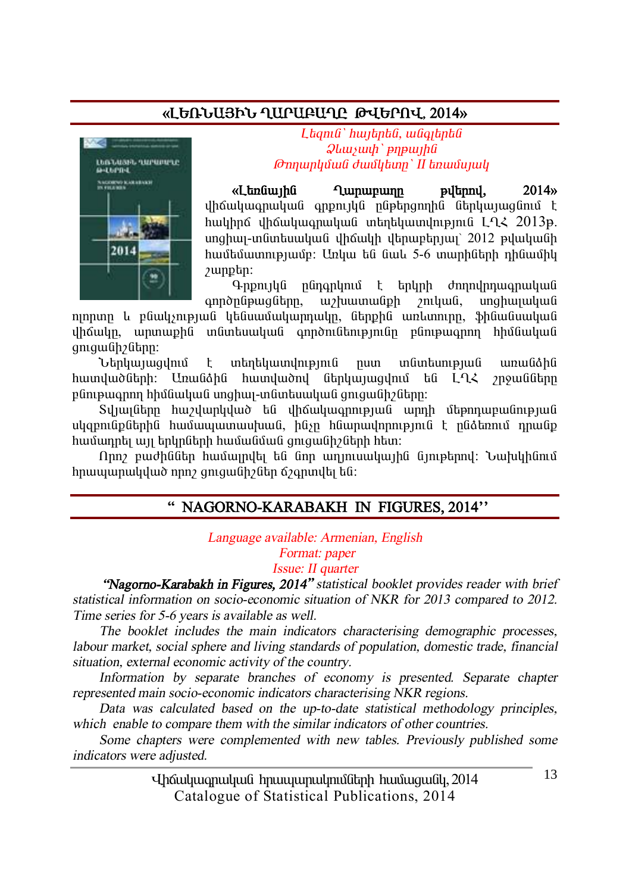## «ԼԵՌՆԱՅԻՆ ՂԱՐԱԲԱՂԸ ԹՎԵՐՈՎ, 2014»

*Լեզուն՝ հայերեն, անգլերեն*
*Ձևաչափ՝ թղթային*
*Թողարկման ժամկետը՝ II եռամսյակ*

**«Լեռնային Ղարաբաղը թվերով, 2014»** վիճակագրական գրքույկն ընթերցողին ներկայացնում է հակիրճ վիճակագրական տեղեկատվություն ԼՂՀ 2013թ. սոցիալ-տնտեսական վիճակի վերաբերյալ՝ 2012 թվականի համեմատությամբ: Առկա են նաև 5-6 տարիների դինամիկ շարքեր:

Գրքույկն ընդգրկում է երկրի ժողովրդագրական գործընթացները, աշխատանքի շուկան, սոցիալական ոլորտը և բնակչության կենսամակարդակը, ներքին առևտուրը, ֆինանսական վիճակը, արտաքին տնտեսական գործունեությունը բնութագրող հիմնական ցուցանիշները:

Ներկայացվում է տեղեկատվությունն ըստ տնտեսության առանձին հատվածների: Առանձին հատվածով ներկայացվում են ԼՂՀ շրջանները բնութագրող հիմնական սոցիալ-տնտեսական ցուցանիշները:

Տվյալները հաշվարկված են վիճակագրության արդի մեթոդաբանության սկզբունքներին համապատասխան, ինչը հնարավորություն է ընձեռում դրանք համադրել այլ երկրների համանման ցուցանիշների հետ:

Որոշ բաժիններ համալրվել են նոր աղյուսակային նյութերով: Նախկինում հրապարակված որոշ ցուցանիշներ ճշգրտվել են:

## " NAGORNO-KARABAKH IN FIGURES, 2014''

*Language available: Armenian, English*
*Format: paper*
*Issue: II quarter*

***"Nagorno-Karabakh in Figures, 2014"*** *statistical booklet provides reader with brief statistical information on socio-economic situation of NKR for 2013 compared to 2012. Time series for 5-6 years is available as well.*

*The booklet includes the main indicators characterising demographic processes, labour market, social sphere and living standards of population, domestic trade, financial situation, external economic activity of the country.*

*Information by separate branches of economy is presented. Separate chapter represented main socio-economic indicators characterising NKR regions.*

*Data was calculated based on the up-to-date statistical methodology principles, which enable to compare them with the similar indicators of other countries.*

*Some chapters were complemented with new tables. Previously published some indicators were adjusted.*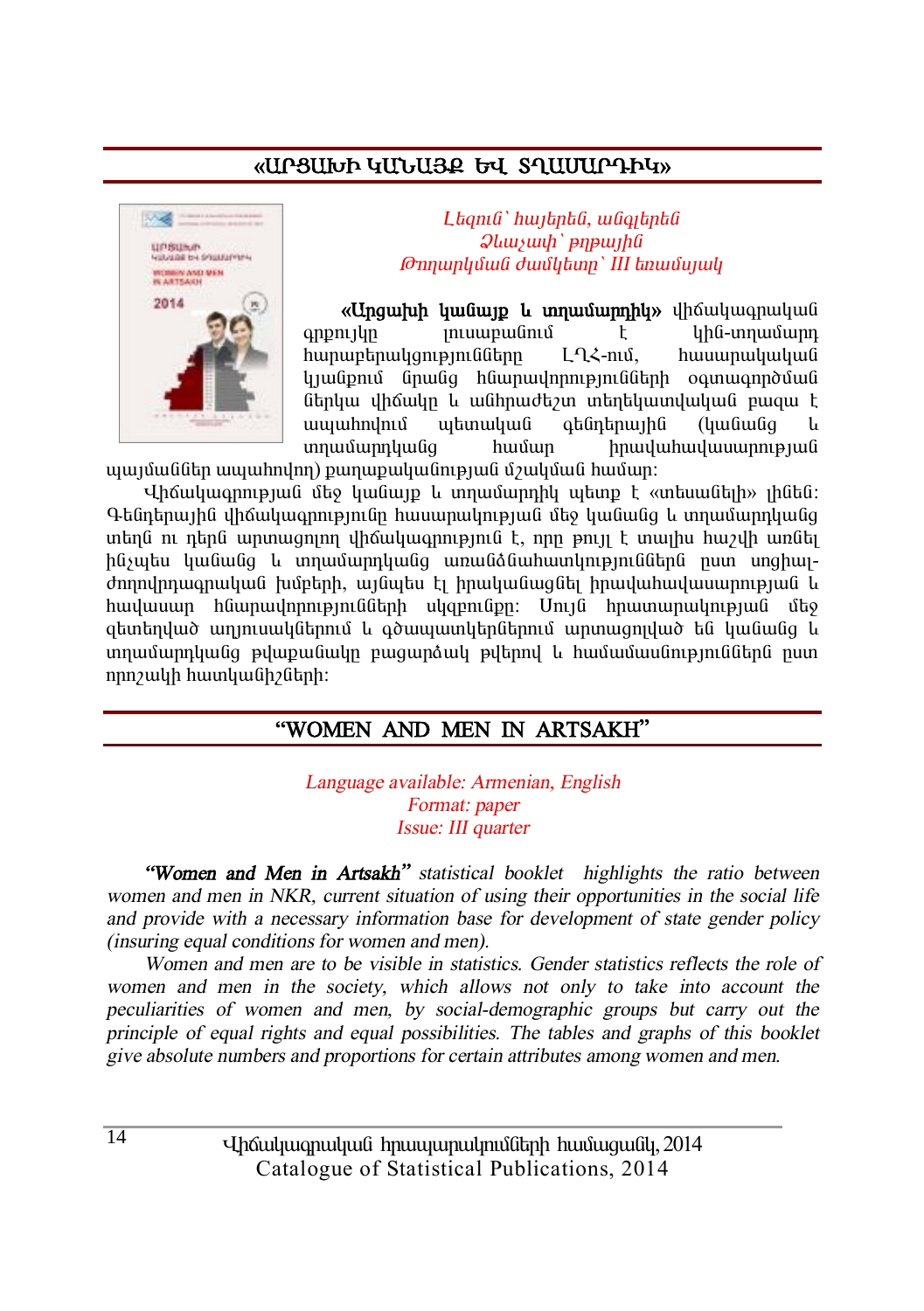## «ԱՐՑԱԽԻ ԿԱՆԱՅՔ ԵՎ ՏՂԱՄԱՐԴԻԿ»

*Լեզուն՝ հայերեն, անգլերեն*
*Ձևաչափ՝ թղթային*
*Թողարկման ժամկետը՝ III եռամսյակ*

**«Արցախի կանայք և տղամարդիկ»** վիճակագրական գրքույկը լուսաբանում է կին-տղամարդ հարաբերակցությունները ԼՂՀ-ում, հասարակական կյանքում նրանց հնարավորությունների օգտագործման ներկա վիճակը և անհրաժեշտ տեղեկատվական բազա է ապահովում պետական գենդերային (կանանց և տղամարդկանց համար իրավահավասարության պայմաններ ապահովող) քաղաքականության մշակման համար:

Վիճակագրության մեջ կանայք և տղամարդիկ պետք է «տեսանելի» լինեն: Գենդերային վիճակագրությունը հասարակության մեջ կանանց և տղամարդկանց տեղն ու դերն արտացոլող վիճակագրություն է, որը թույլ է տալիս հաշվի առնել ինչպես կանանց և տղամարդկանց առանձնահատկությունները ըստ սոցիալ-ժողովրդագրական խմբերի, այնպես էլ իրականացնել իրավահավասարության և հավասար հնարավորությունների սկզբունքը: Սույն հրատարակության մեջ զետեղված աղյուսակներում և գծապատկերներում արտացոլված են կանանց և տղամարդկանց թվաքանակը բացարձակ թվերով և համամասնություններն ըստ որոշակի հատկանիշների:

## "WOMEN AND MEN IN ARTSAKH"

*Language available: Armenian, English*
*Format: paper*
*Issue: III quarter*

***"Women and Men in Artsakh"*** *statistical booklet highlights the ratio between women and men in NKR, current situation of using their opportunities in the social life and provide with a necessary information base for development of state gender policy (insuring equal conditions for women and men).*

*Women and men are to be visible in statistics. Gender statistics reflects the role of women and men in the society, which allows not only to take into account the peculiarities of women and men, by social-demographic groups but carry out the principle of equal rights and equal possibilities. The tables and graphs of this booklet give absolute numbers and proportions for certain attributes among women and men.*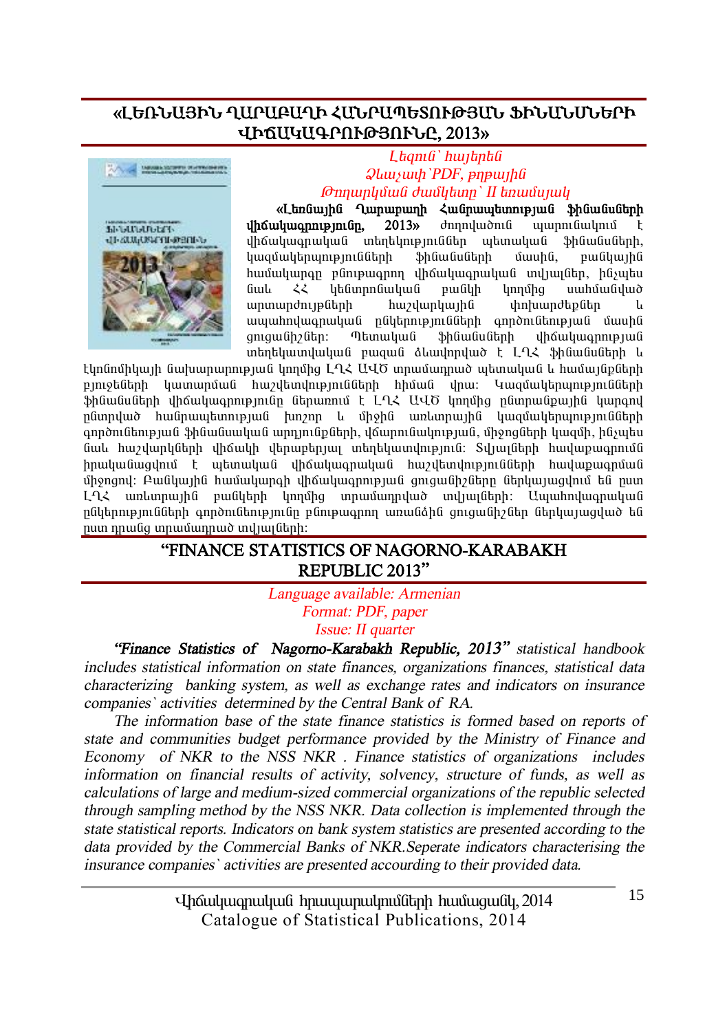## «ԼԵՌՆԱՅԻՆ ՂԱՐԱԲԱՂԻ ՀԱՆՐԱՊԵՏՈՒԹՅԱՆ ՖԻՆԱՆՍՆԵՐԻ ՎԻՃԱԿԱԳՐՈՒԹՅՈՒՆԸ, 2013»

*Լեզուն՝ հայերեն*
*Ձևաչափ՝PDF, թղթային*
*Թողարկման ժամկետը՝ II եռամսյակ*

**«Լեռնային Ղարաբաղի Հանրապետության ֆինանսների վիճակագրությունը, 2013»** ժողովածում պարունակում է վիճակագրական տեղեկություններ պետական ֆինանսների, կազմակերպությունների ֆինանսների մասին, բանկային համակարգը բնութագրող վիճակագրական տվյալներ, ինչպես նաև ՀՀ կենտրոնական բանկի կողմից սահմանված արտարժույթների հաշվարկային փոխարժեքներ և ապահովագրական ընկերությունների գործունեության մասին ցուցանիշներ: Պետական ֆինանսների վիճակագրության տեղեկատվական բազան ձևավորված է ԼՂՀ ֆինանսների և էկոնոմիկայի նախարարության կողմից ԼՂՀ ԱՎԾ տրամադրված պետական և համայնքների բյուջեների կատարման հաշվետվությունների հիման վրա: Կազմակերպությունների ֆինանսների վիճակագրությունը ներառում է ԼՂՀ ԱՎԾ կողմից ընտրանքային կարգով ընտրված հանրապետության խոշոր և միջին առևտրային կազմակերպությունների գործունեության ֆինանսական արդյունքների, վճարունակության, միջոցների կազմի, ինչպես նաև հաշվարկների վիճակի վերաբերյալ տեղեկատվությունը: Տվյալների հավաքագրումն իրականացվում է պետական վիճակագրական հաշվետվությունների հավաքագրման միջոցով: Բանկային համակարգի վիճակագրության ցուցանիշները ներկայացվում են ըստ ԼՂՀ առևտրային բանկերի կողմից տրամադրված տվյալների: Ապահովագրական ընկերությունների գործունեությունը բնութագրող առանձին ցուցանիշներ ներկայացված են ըստ դրանց տրամադրած տվյալների:

## "FINANCE STATISTICS OF NAGORNO-KARABAKH REPUBLIC 2013"

*Language available: Armenian*
*Format: PDF, paper*
*Issue: II quarter*

*"**Finance Statistics of Nagorno-Karabakh Republic, 2013**" statistical handbook includes statistical information on state finances, organizations finances, statistical data characterizing banking system, as well as exchange rates and indicators on insurance companies` activities determined by the Central Bank of RA.*

*The information base of the state finance statistics is formed based on reports of state and communities budget performance provided by the Ministry of Finance and Economy of NKR to the NSS NKR . Finance statistics of organizations includes information on financial results of activity, solvency, structure of funds, as well as calculations of large and medium-sized commercial organizations of the republic selected through sampling method by the NSS NKR. Data collection is implemented through the state statistical reports. Indicators on bank system statistics are presented according to the data provided by the Commercial Banks of NKR.Seperate indicators characterising the insurance companies` activities are presented accourding to their provided data.*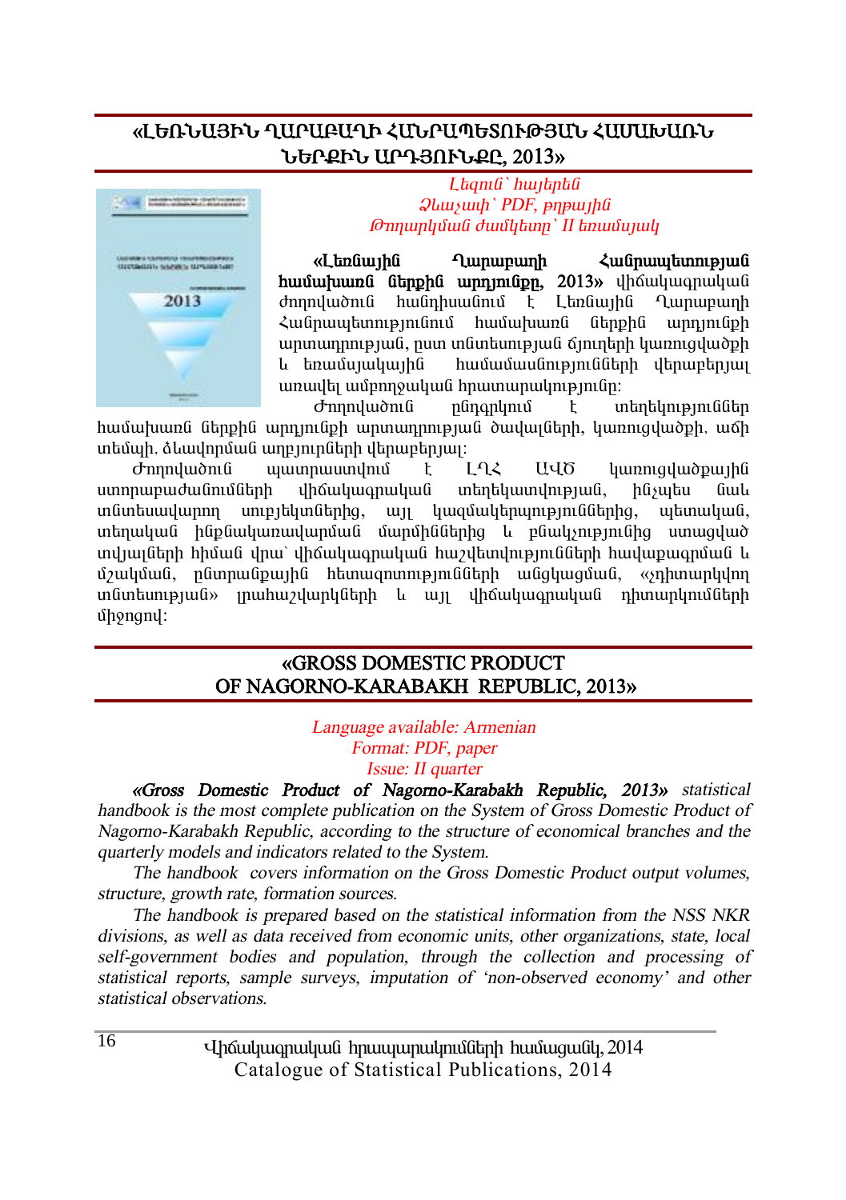## «ԼԵՌՆԱՅԻՆ ՂԱՐԱԲԱՂԻ ՀԱՆՐԱՊԵՏՈՒԹՅԱՆ ՀԱՄԱԽԱՌՆ ՆԵՐՔԻՆ ԱՐԴՅՈՒՆՔԸ, 2013»

*Լեզուն՝ հայերեն*
*Ձևաչափ՝ PDF, թղթային*
*Թողարկման ժամկետը՝ II եռամսյակ*

**«Լեռնային Ղարաբաղի Հանրապետության համախառն ներքին արդյունքը, 2013»** վիճակագրական ժողովածուն հանդիսանում է Լեռնային Ղարաբաղի Հանրապետությունում համախառն ներքին արդյունքի արտադրության, ըստ տնտեսության ճյուղերի կառուցվածքի և եռամսյակային համամասնությունների վերաբերյալ առավել ամբողջական հրատարակությունը:

Ժողովածուն ընդգրկում է տեղեկություններ համախառն ներքին արդյունքի արտադրության ծավալների, կառուցվածքի, աճի տեմպի, ձևավորման աղբյուրների վերաբերյալ:

Ժողովածուն պատրաստվում է ԼՂՀ ԱՎԾ կառուցվածքային ստորաբաժանումների վիճակագրական տեղեկատվության, ինչպես նաև տնտեսավարող սուբյեկտներից, այլ կազմակերպություններից, պետական, տեղական ինքնակառավարման մարմիններից և բնակչությունից ստացված տվյալների հիման վրա՝ վիճակագրական հաշվետվությունների հավաքագրման և մշակման, ընտրանքային հետազոտությունների անցկացման, «չդիտարկվող տնտեսության» լրահաշվարկների և այլ վիճակագրական դիտարկումների միջոցով:

## «GROSS DOMESTIC PRODUCT OF NAGORNO-KARABAKH REPUBLIC, 2013»

*Language available: Armenian*
*Format: PDF, paper*
*Issue: II quarter*

*«**Gross Domestic Product of Nagorno-Karabakh Republic, 2013**» statistical handbook is the most complete publication on the System of Gross Domestic Product of Nagorno-Karabakh Republic, according to the structure of economical branches and the quarterly models and indicators related to the System.*

*The handbook covers information on the Gross Domestic Product output volumes, structure, growth rate, formation sources.*

*The handbook is prepared based on the statistical information from the NSS NKR divisions, as well as data received from economic units, other organizations, state, local self-government bodies and population, through the collection and processing of statistical reports, sample surveys, imputation of 'non-observed economy' and other statistical observations.*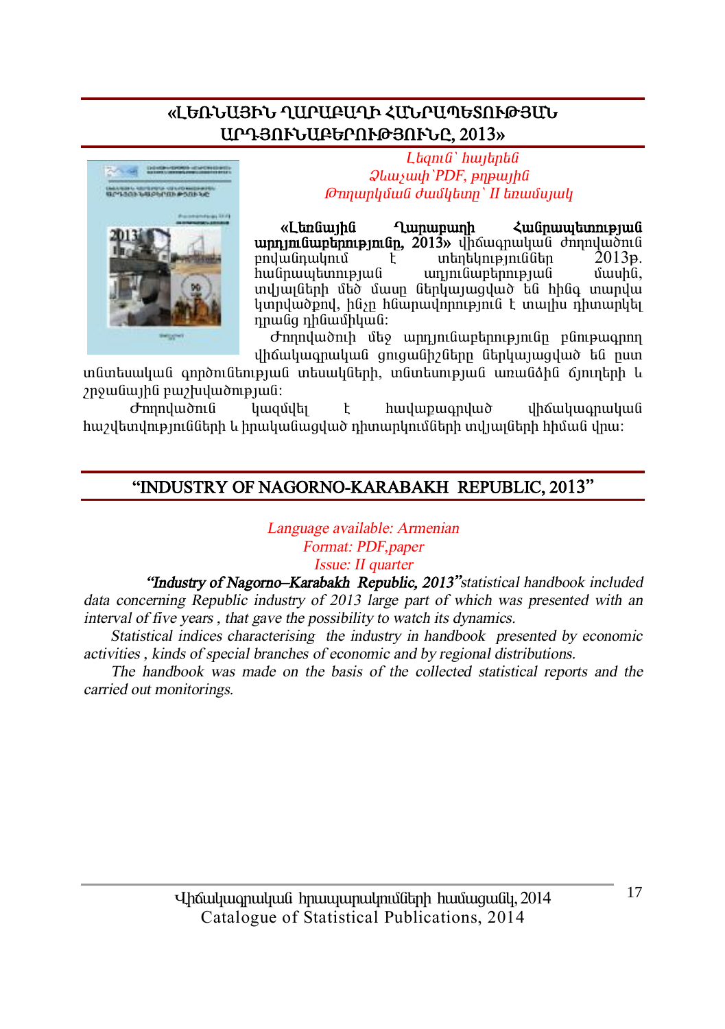## «ԼԵՌՆԱՅԻՆ ՂԱՐԱԲԱՂԻ ՀԱՆՐԱՊԵՏՈՒԹՅԱՆ ԱՐԴՅՈՒՆԱԲԵՐՈՒԹՅՈՒՆԸ, 2013»

*Լեզուն՝ հայերեն*
*Ձևաչափ՝PDF, թղթային*
*Թողարկման ժամկետը՝ II եռամսյակ*

**«Լեռնային Ղարաբաղի Հանրապետության արդյունաբերությունը, 2013»** վիճագրական ժողովածուն բովանդակում է տեղեկություններ 2013թ. հանրապետության արդյունաբերության մասին, տվյալների մեծ մասը ներկայացված են հինգ տարվա կտրվածքով, ինչը հնարավորություն է տալիս դիտարկել դրանց դինամիկան:

Ժողովածուի մեջ արդյունաբերությունը բնութագրող վիճակագրական ցուցանիշները ներկայացված են ըստ տնտեսական գործունեության տեսակների, տնտեսության առանձին ճյուղերի և շրջանային բաշխվածության:

Ժողովածուն կազմվել է հավաքագրված վիճակագրական հաշվետվությունների և իրականացված դիտարկումների տվյալների հիման վրա:

## "INDUSTRY OF NAGORNO-KARABAKH REPUBLIC, 2013"

*Language available: Armenian*
*Format: PDF,paper*
*Issue: II quarter*

***"Industry of Nagorno–Karabakh Republic, 2013"*** *statistical handbook included data concerning Republic industry of 2013 large part of which was presented with an interval of five years , that gave the possibility to watch its dynamics.*

*Statistical indices characterising the industry in handbook presented by economic activities , kinds of special branches of economic and by regional distributions.*

*The handbook was made on the basis of the collected statistical reports and the carried out monitorings.*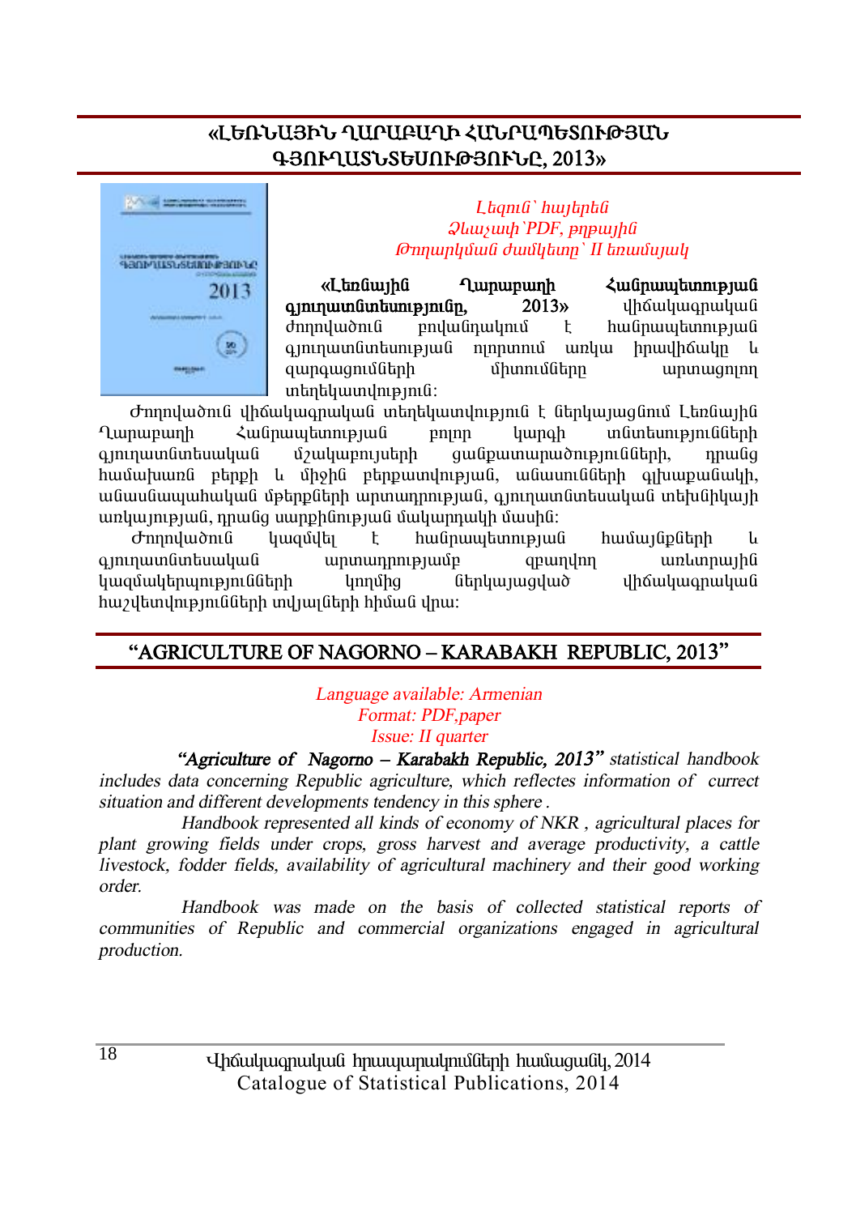## «ԼԵՌՆԱՅԻՆ ՂԱՐԱԲԱՂԻ ՀԱՆՐԱՊԵՏՈՒԹՅԱՆ ԳՅՈՒՂԱՏՆՏԵՍՈՒԹՅՈՒՆԸ, 2013»

*Լեզուն՝ հայերեն*
*Ձևաչափ՝PDF, թղթային*
*Թողարկման ժամկետը՝ II եռամսյակ*

**«Լեռնային Ղարաբաղի Հանրապետության գյուղատնտեսությունը, 2013»** վիճակագրական ժողովածուն բովանդակում է հանրապետության գյուղատնտեսության ոլորտում առկա իրավիճակը և զարգացումների միտումները արտացոլող տեղեկատվություն:

Ժողովածուն վիճակագրական տեղեկատվություն է ներկայացնում Լեռնային Ղարաբաղի Հանրապետության բոլոր կարգի տնտեսությունների գյուղատնտեսական մշակաբույսերի ցանքատարածությունների, դրանց համախառն բերքի և միջին բերքատվության, անասունների գլխաքանակի, անասնապահական մթերքների արտադրության, գյուղատնտեսական տեխնիկայի առկայության, դրանց սարքինության մակարդակի մասին:

Ժողովածուն կազմվել է հանրապետության համայնքների և գյուղատնտեսական արտադրությամբ զբաղվող առևտրային կազմակերպությունների կողմից ներկայացված վիճակագրական հաշվետվությունների տվյալների հիման վրա:

## “AGRICULTURE OF NAGORNO – KARABAKH REPUBLIC, 2013”

*Language available: Armenian*
*Format: PDF,paper*
*Issue: II quarter*

***“Agriculture of Nagorno – Karabakh Republic, 2013”*** *statistical handbook includes data concerning Republic agriculture, which reflectes information of currect situation and different developments tendency in this sphere .*

*Handbook represented all kinds of economy of NKR , agricultural places for plant growing fields under crops, gross harvest and average productivity, a cattle livestock, fodder fields, availability of agricultural machinery and their good working order.*

*Handbook was made on the basis of collected statistical reports of communities of Republic and commercial organizations engaged in agricultural production.*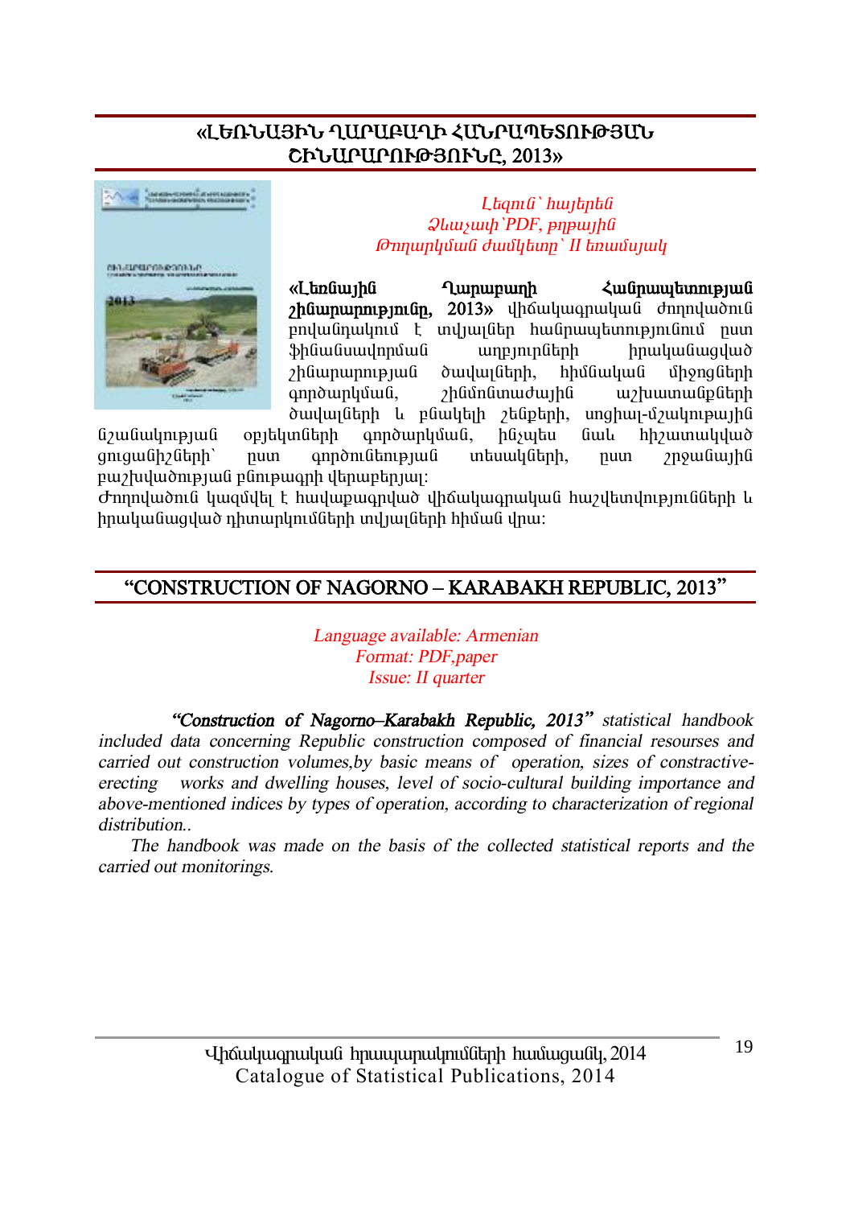## «ԼԵՌՆԱՅԻՆ ՂԱՐԱԲԱՂԻ ՀԱՆՐԱՊԵՏՈՒԹՅԱՆ ՇԻՆԱՐԱՐՈՒԹՅՈՒՆԸ, 2013»

*Լեզուն՝ հայերեն*
*Ձևաչափ՝PDF, թղթային*
*Թողարկման ժամկետը՝ II եռամսյակ*

**«Լեռնային Ղարաբաղի Հանրապետության շինարարությունը, 2013»** վիճակագրական ժողովածուն բովանդակում է տվյալներ հանրապետությունում ըստ ֆինանսավորման աղբյուրների իրականացված շինարարության ծավալների, հիմնական միջոցների գործարկման, շինմոնտաժային աշխատանքների ծավալների և բնակելի շենքերի, սոցիալ-մշակութային նշանակության օբյեկտների գործարկման, ինչպես նաև հիշատակված ցուցանիշների՝ ըստ գործունեության տեսակների, ըստ շրջանային բաշխվածության բնութագրի վերաբերյալ:

Ժողովածուն կազմվել է հավաքագրված վիճակագրական հաշվետվությունների և իրականացված դիտարկումների տվյալների հիման վրա:

## "CONSTRUCTION OF NAGORNO – KARABAKH REPUBLIC, 2013"

*Language available: Armenian*
*Format: PDF,paper*
*Issue: II quarter*

***"Construction of Nagorno–Karabakh Republic, 2013"** statistical handbook included data concerning Republic construction composed of financial resourses and carried out construction volumes,by basic means of operation, sizes of constractive-erecting works and dwelling houses, level of socio-cultural building importance and above-mentioned indices by types of operation, according to characterization of regional distribution..*

*The handbook was made on the basis of the collected statistical reports and the carried out monitorings.*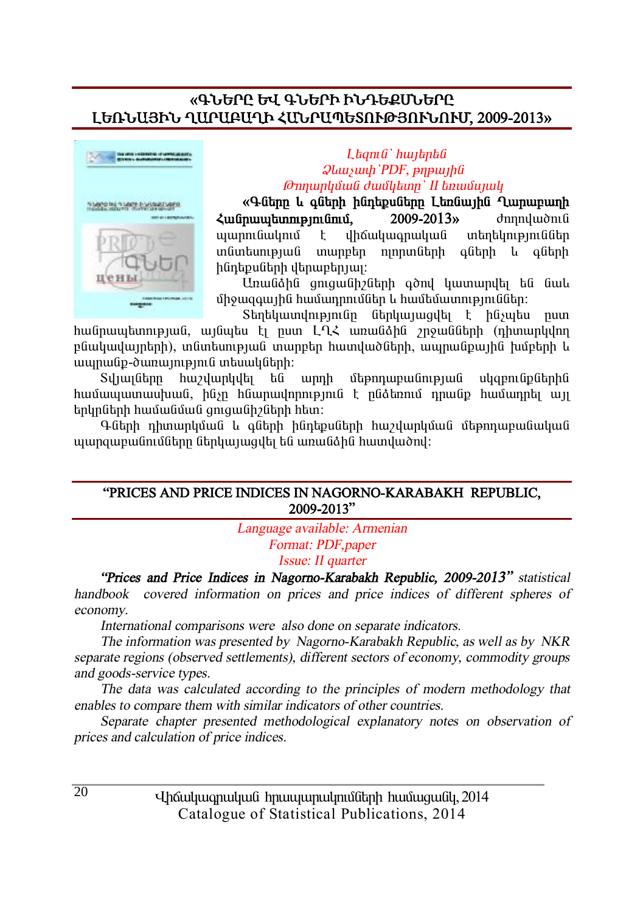## «ԳՆԵՐԸ ԵՎ ԳՆԵՐԻ ԻՆԴԵՔՍՆԵՐԸ ԼԵՌՆԱՅԻՆ ՂԱՐԱԲԱՂԻ ՀԱՆՐԱՊԵՏՈՒԹՅՈՒՆՈՒՄ, 2009-2013»

*Լեզուն՝ հայերեն*
*Ձևաչափ՝PDF, թղթային*
*Թողարկման ժամկետը՝ II եռամսյակ*

**«Գները և գների ինդեքսները Լեռնային Ղարաբաղի Հանրապետությունում, 2009-2013»** ժողովածուն պարունակում է վիճակագրական տեղեկություններ տնտեսության տարբեր ոլորտների գների և գների ինդեքսների վերաբերյալ:

Առանձին ցուցանիշների գծով կատարվել են նաև միջազգային համադրումներ և համեմատություններ:

Տեղեկատվությունը ներկայացվել է ինչպես ըստ հանրապետության, այնպես էլ ըստ ԼՂՀ առանձին շրջանների (դիտարկվող բնակավայրերի), տնտեսության տարբեր հատվածների, ապրանքային խմբերի և ապրանք-ծառայության տեսակների:

Տվյալները հաշվարկվել են արդի մեթոդաբանության սկզբունքներին համապատասխան, ինչը հնարավորություն է ընձեռում դրանք համադրել այլ երկրների համանման ցուցանիշների հետ:

Գների դիտարկման և գների ինդեքսների հաշվարկման մեթոդաբանական պարզաբանումները ներկայացվել են առանձին հատվածով:

## "PRICES AND PRICE INDICES IN NAGORNO-KARABAKH REPUBLIC, 2009-2013"

*Language available: Armenian*
*Format: PDF,paper*
*Issue: II quarter*

***"Prices and Price Indices in Nagorno-Karabakh Republic, 2009-2013"*** *statistical handbook covered information on prices and price indices of different spheres of economy.*

*International comparisons were also done on separate indicators.*

*The information was presented by Nagorno-Karabakh Republic, as well as by NKR separate regions (observed settlements), different sectors of economy, commodity groups and goods-service types.*

*The data was calculated according to the principles of modern methodology that enables to compare them with similar indicators of other countries.*

*Separate chapter presented methodological explanatory notes on observation of prices and calculation of price indices.*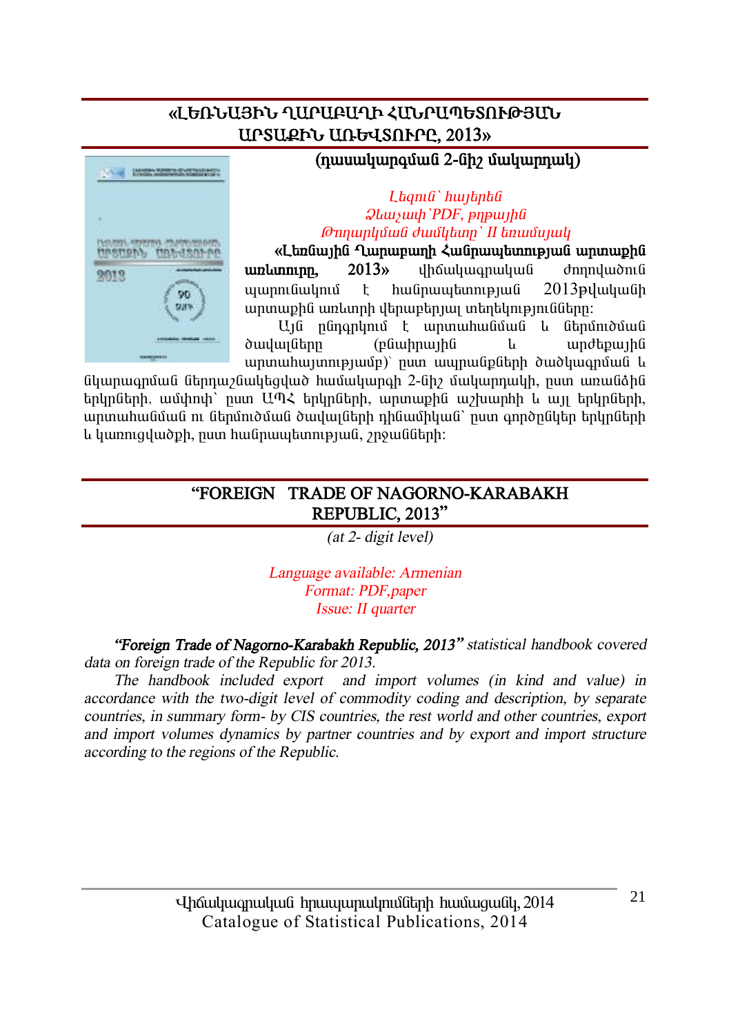## «ԼԵՌՆԱՅԻՆ ՂԱՐԱԲԱՂԻ ՀԱՆՐԱՊԵՏՈՒԹՅԱՆ ԱՐՏԱՔԻՆ ԱՌԵՎՏՈՒՐԸ, 2013»

**(դասակարգման 2-նիշ մակարդակ)**

*Լեզուն` հայերեն*
*Ձևաչափ`PDF, թղթային*
*Թողարկման ժամկետը` II եռամսյակ*

**«Լեռնային Ղարաբաղի Հանրապետության արտաքին առևտուրը, 2013»** վիճակագրական ժողովածուն պարունակում է հանրապետության 2013թվականի արտաքին առևտրի վերաբերյալ տեղեկությունները:

Այն ընդգրկում է արտահանման և ներմուծման ծավալները (բնաիրային և արժեքային արտահայտությամբ)` ըստ ապրանքների ծածկագրման և նկարագրման ներդաշնակեցված համակարգի 2-նիշ մակարդակի, ըստ առանձին երկրների, ամփոփ` ըստ ԱՊՀ երկրների, արտաքին աշխարհի և այլ երկրների, արտահանման ու ներմուծման ծավալների դինամիկան` ըստ գործընկեր երկրների և կառուցվածքի, ըստ հանրապետության, շրջանների:

## "FOREIGN TRADE OF NAGORNO-KARABAKH REPUBLIC, 2013"

*(at 2- digit level)*

*Language available: Armenian*
*Format: PDF,paper*
*Issue: II quarter*

***"Foreign Trade of Nagorno-Karabakh Republic, 2013"** statistical handbook covered data on foreign trade of the Republic for 2013.*

*The handbook included export and import volumes (in kind and value) in accordance with the two-digit level of commodity coding and description, by separate countries, in summary form- by CIS countries, the rest world and other countries, export and import volumes dynamics by partner countries and by export and import structure according to the regions of the Republic.*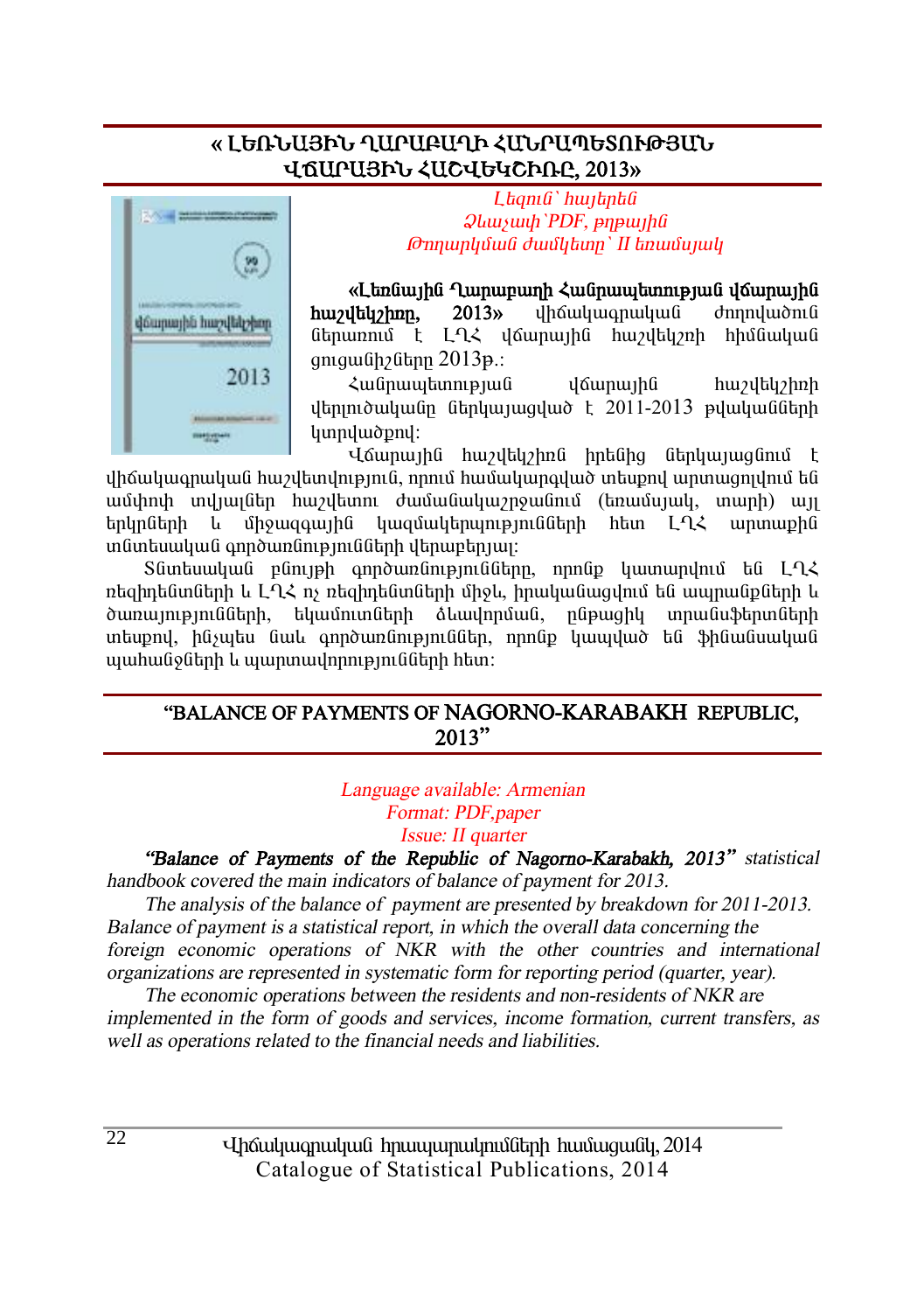## « ԼԵՌՆԱՅԻՆ ՂԱՐԱԲԱՂԻ ՀԱՆՐԱՊԵՏՈՒԹՅԱՆ ՎՃԱՐԱՅԻՆ ՀԱՇՎԵԿՇԻՌԸ, 2013»

*Լեզուն՝ հայերեն*
*Ձևաչափ՝PDF, թղթային*
*Թողարկման ժամկետը՝ II եռամսյակ*

**«Լեռնային Ղարաբաղի Հանրապետության վճարային հաշվեկշիռը, 2013»** վիճակագրական ժողովածուն ներառում է ԼՂՀ վճարային հաշվեկշռի հիմնական ցուցանիշները 2013թ.:

Հանրապետության վճարային հաշվեկշիռի վերլուծականը ներկայացված է 2011-2013 թվականների կտրվածքով:

Վճարային հաշվեկշիռն իրենից ներկայացնում է վիճակագրական հաշվետվություն, որում համակարգված տեսքով արտացոլվում են ամփոփ տվյալներ հաշվետու ժամանակաշրջանում (եռամսյակ, տարի) այլ երկրների և միջազգային կազմակերպությունների հետ ԼՂՀ արտաքին տնտեսական գործառնությունների վերաբերյալ:

Տնտեսական բնույթի գործառնությունները, որոնք կատարվում են ԼՂՀ ռեզիդենտների և ԼՂՀ ոչ ռեզիդենտների միջև, իրականացվում են ապրանքների և ծառայությունների, եկամուտների ձևավորման, ընթացիկ տրանսֆերտների տեսքով, ինչպես նաև գործառնություններ, որոնք կապված են ֆինանսական պահանջների և պարտավորությունների հետ:

## "BALANCE OF PAYMENTS OF NAGORNO-KARABAKH REPUBLIC, 2013"

*Language available: Armenian*
*Format: PDF,paper*
*Issue: II quarter*

***"Balance of Payments of the Republic of Nagorno-Karabakh, 2013"*** *statistical handbook covered the main indicators of balance of payment for 2013.*

*The analysis of the balance of payment are presented by breakdown for 2011-2013. Balance of payment is a statistical report, in which the overall data concerning the foreign economic operations of NKR with the other countries and international organizations are represented in systematic form for reporting period (quarter, year).*

*The economic operations between the residents and non-residents of NKR are implemented in the form of goods and services, income formation, current transfers, as well as operations related to the financial needs and liabilities.*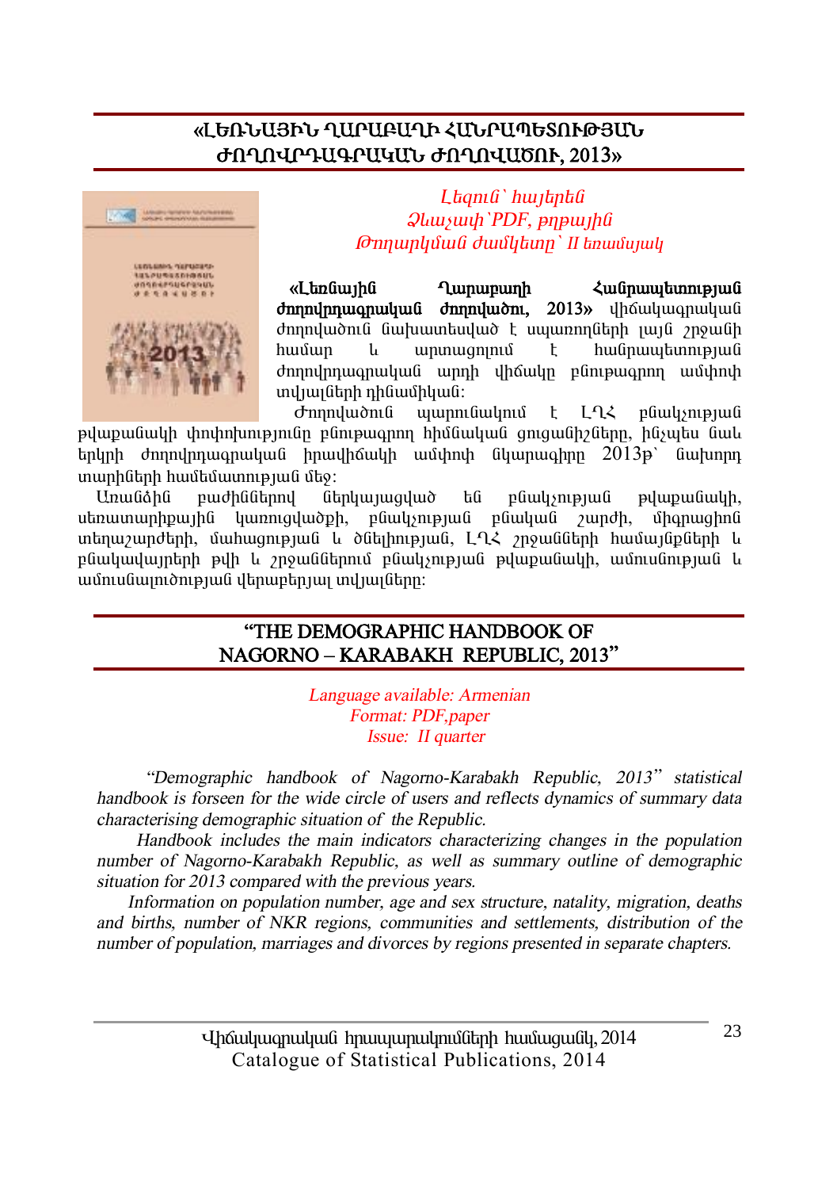## «ԼԵՌՆԱՅԻՆ ՂԱՐԱԲԱՂԻ ՀԱՆՐԱՊԵՏՈՒԹՅԱՆ ԺՈՂՈՎՐԴԱԳՐԱԿԱՆ ԺՈՂՈՎԱԾՈՒ, 2013»

*Լեզուն՝ հայերեն*
*Ձևաչափ՝PDF, թղթային*
*Թողարկման ժամկետը՝ II եռամսյակ*

**«Լեռնային Ղարաբաղի Հանրապետության ժողովրդագրական ժողովածու, 2013»** վիճակագրական ժողովածուն նախատեսված է սպառողների լայն շրջանի համար և արտացոլում է հանրապետության ժողովրդագրական արդի վիճակը բնութագրող ամփոփ տվյալների դինամիկան:

Ժողովածուն պարունակում է ԼՂՀ բնակչության թվաքանակի փոփոխությունը բնութագրող հիմնական ցուցանիշները, ինչպես նաև երկրի ժողովրդագրական իրավիճակի ամփոփ նկարագիրը 2013թ՝ նախորդ տարիների համեմատությամբ:

Առանձին բաժիններով ներկայացված են բնակչության թվաքանակի, սեռատարիքային կառուցվածքի, բնակչության բնական շարժի, միգրացիոն տեղաշարժերի, մահացության և ծնելիության, ԼՂՀ շրջանների համայնքների և բնակավայրերի թվի և շրջաններում բնակչության թվաքանակի, ամուսնության և ամուսնալուծության վերաբերյալ տվյալները:

## "THE DEMOGRAPHIC HANDBOOK OF NAGORNO – KARABAKH REPUBLIC, 2013"

*Language available: Armenian*
*Format: PDF,paper*
*Issue: II quarter*

*"Demographic handbook of Nagorno-Karabakh Republic, 2013" statistical handbook is forseen for the wide circle of users and reflects dynamics of summary data characterising demographic situation of the Republic.*

*Handbook includes the main indicators characterizing changes in the population number of Nagorno-Karabakh Republic, as well as summary outline of demographic situation for 2013 compared with the previous years.*

*Information on population number, age and sex structure, natality, migration, deaths and births, number of NKR regions, communities and settlements, distribution of the number of population, marriages and divorces by regions presented in separate chapters.*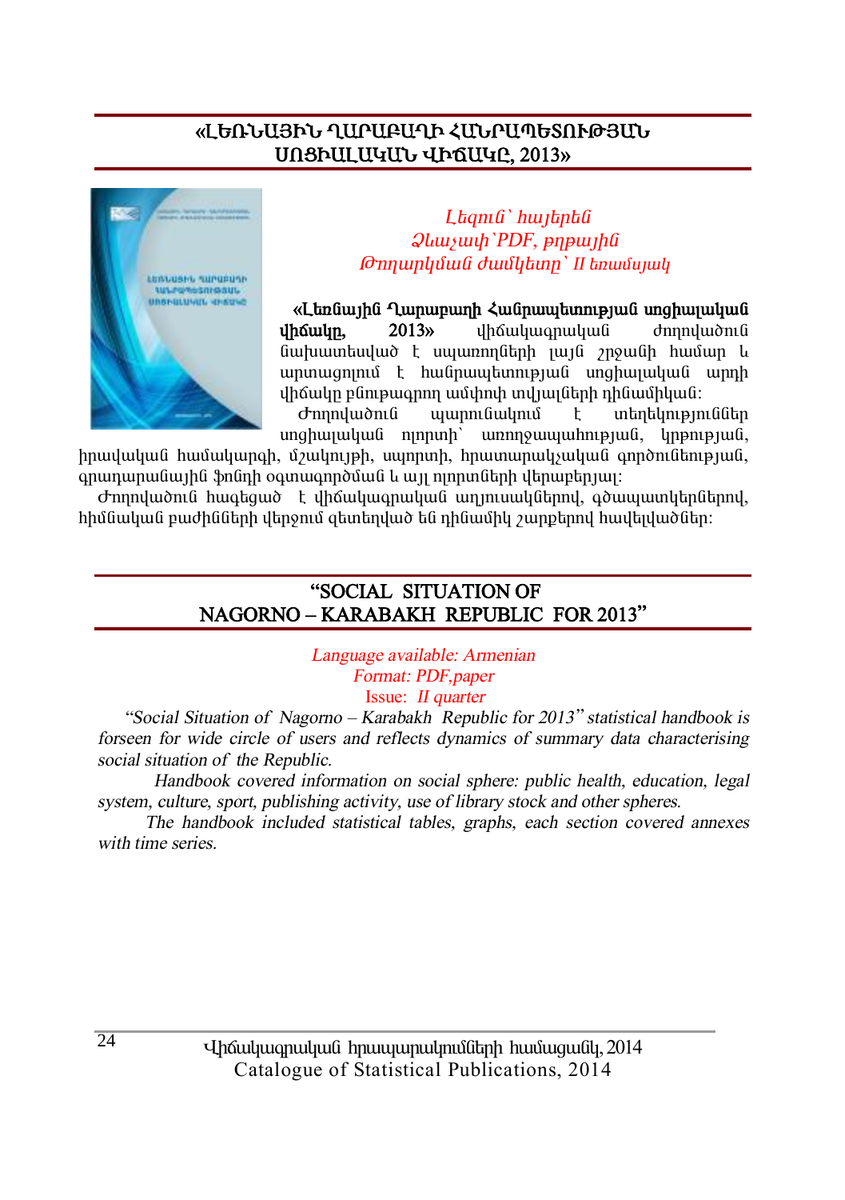## «ԼԵՌՆԱՅԻՆ ՂԱՐԱԲԱՂԻ ՀԱՆՐԱՊԵՏՈՒԹՅԱՆ ՍՈՑԻԱԼԱԿԱՆ ՎԻՃԱԿԸ, 2013»

*Լեզուն՝ հայերեն*
*Ձևաչափ՝PDF, թղթային*
*Թողարկման ժամկետը՝ II եռամսյակ*

**«Լեռնային Ղարաբաղի Հանրապետության սոցիալական վիճակը, 2013»** վիճակագրական ժողովածուն նախատեսված է սպառողների լայն շրջանի համար և արտացոլում է հանրապետության սոցիալական արդի վիճակը բնութագրող ամփոփ տվյալների դինամիկան:

Ժողովածուն պարունակում է տեղեկություններ սոցիալական ոլորտի՝ առողջապահության, կրթության, իրավական համակարգի, մշակույթի, սպորտի, հրատարակչական գործունեության, գրադարանային ֆոնդի օգտագործման և այլ ոլորտների վերաբերյալ:

Ժողովածուն հագեցած է վիճակագրական աղյուսակներով, գծապատկերներով, հիմնական բաժինների վերջում զետեղված են դինամիկ շարքերով հավելվածներ:

## "SOCIAL SITUATION OF NAGORNO – KARABAKH REPUBLIC FOR 2013"

*Language available: Armenian*
*Format: PDF,paper*
Issue: *II quarter*

*"Social Situation of Nagorno – Karabakh Republic for 2013" statistical handbook is forseen for wide circle of users and reflects dynamics of summary data characterising social situation of the Republic.*

*Handbook covered information on social sphere: public health, education, legal system, culture, sport, publishing activity, use of library stock and other spheres.*

*The handbook included statistical tables, graphs, each section covered annexes with time series.*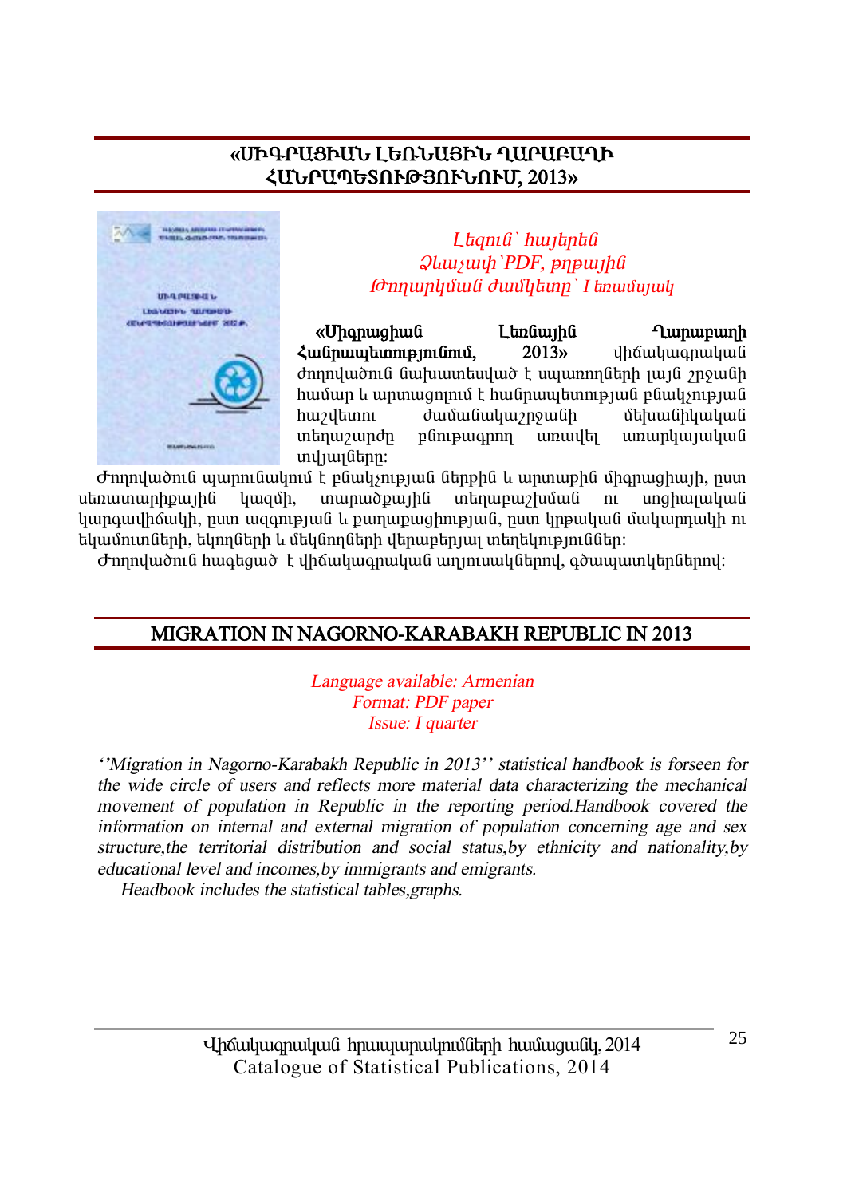## «ՄԻԳՐԱՑԻԱՆ ԼԵՌՆԱՅԻՆ ՂԱՐԱԲԱՂԻ ՀԱՆՐԱՊԵՏՈՒԹՅՈՒՆՈՒՄ, 2013»

*Լեզուն՝ հայերեն*
*Ձևաչափ՝PDF, թղթային*
*Թողարկման ժամկետը՝ I եռամսյակ*

**«Միգրացիան Լեռնային Ղարաբաղի Հանրապետությունում, 2013»** վիճակագրական ժողովածուն նախատեսված է սպառողների լայն շրջանի համար և արտացոլում է հանրապետության բնակչության հաշվետու ժամանակաշրջանի մեխանիկական տեղաշարժը բնութագրող առավել առարկայական տվյալները:

Ժողովածուն պարունակում է բնակչության ներքին և արտաքին միգրացիայի, ըստ սեռատարիքային կազմի, տարածքային տեղաբաշխման ու սոցիալական կարգավիճակի, ըստ ազգության և քաղաքացիության, ըստ կրթական մակարդակի ու եկամուտների, եկողների և մեկնողների վերաբերյալ տեղեկությունները:

Ժողովածուն հագեցած է վիճակագրական աղյուսակներով, գծապատկերներով:

## MIGRATION IN NAGORNO-KARABAKH REPUBLIC IN 2013

*Language available: Armenian*
*Format: PDF paper*
*Issue: I quarter*

*''Migration in Nagorno-Karabakh Republic in 2013'' statistical handbook is forseen for the wide circle of users and reflects more material data characterizing the mechanical movement of population in Republic in the reporting period.Handbook covered the information on internal and external migration of population concerning age and sex structure,the territorial distribution and social status,by ethnicity and nationality,by educational level and incomes,by immigrants and emigrants.*

*Headbook includes the statistical tables,graphs.*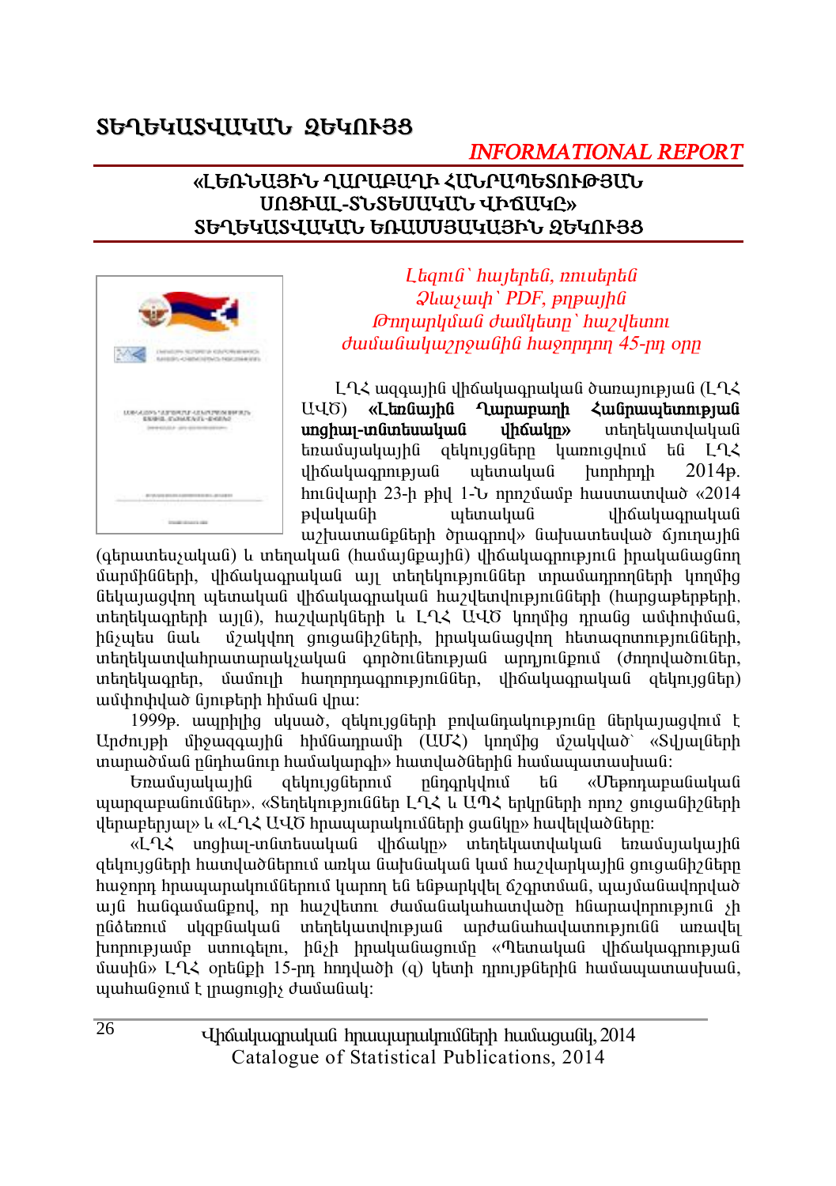# ՏԵՂԵԿԱՏՎԱԿԱՆ ԶԵԿՈՒՅՑ

*INFORMATIONAL REPORT*

## «ԼԵՌՆԱՅԻՆ ՂԱՐԱԲԱՂԻ ՀԱՆՐԱՊԵՏՈՒԹՅԱՆ ՍՈՑԻԱԼ-ՏՆՏԵՍԱԿԱՆ ՎԻՃԱԿԸ» ՏԵՂԵԿԱՏՎԱԿԱՆ ԵՌԱՄՍՅԱԿԱՅԻՆ ԶԵԿՈՒՅՑ

*Լեզուն՝ հայերեն, ռուսերեն*
*Ձևաչափ՝ PDF, թղթային*
*Թողարկման ժամկետը՝ հաշվետու ժամանակաշրջանին հաջորդող 45-րդ օրը*

ԼՂՀ ազգային վիճակագրական ծառայության (ԼՂՀ ԱՎԾ) **«Լեռնային Ղարաբաղի Հանրապետության սոցիալ-տնտեսական վիճակը»** տեղեկատվական եռամսյակային զեկույցները կառուցվում են ԼՂՀ վիճակագրության պետական խորհրդի 2014թ. հունվարի 23-ի թիվ 1-Ն որոշմամբ հաստատված «2014 թվականի պետական վիճակագրական աշխատանքների ծրագրով» նախատեսված ճյուղային (գերատեսչական) և տեղական (համայնքային) վիճակագրություն իրականացնող մարմինների, վիճակագրական այլ տեղեկություններ տրամադրողների կողմից ներկայացվող պետական վիճակագրական հաշվետվությունների (հարցաթերթերի, տեղեկագրերի այլն), հաշվարկների և ԼՂՀ ԱՎԾ կողմից դրանց ամփոփման, ինչպես նաև մշակվող ցուցանիշների, իրականացվող հետազոտությունների, տեղեկատվահրատարակչական գործունեության արդյունքում (ժողովածուներ, տեղեկագրեր, մամուլի հաղորդագրություններ, վիճակագրական զեկույցներ) ամփոփված նյութերի հիման վրա:

1999թ. սկսած, զեկույցների բովանդակությունը ներկայացվում է Արժույթի միջազգային հիմնադրամի (ԱՄՀ) կողմից մշակված՝ «Տվյալների տարածման ընդհանուր համակարգի» հատվածներին համապատասխան:

Եռամսյակային զեկույցներում ընդգրկվում են «Մերողաբանական պարզաբանումներ», «Տեղեկություններ ԼՂՀ և ԱՊՀ երկրների որոշ ցուցանիշների վերաբերյալ» և «ԼՂՀ ԱՎԾ հրապարակումների ցանկը» հավելվածները:

«ԼՂՀ սոցիալ-տնտեսական վիճակը» տեղեկատվական եռամսյակային զեկույցների հատվածներում առկա նախնական կամ հաշվարկային ցուցանիշները հաջորդ հրապարակումներում կարող են ենթարկվել ճշգրտման, պայմանավորված այն հանգամանքով, որ հաշվետու ժամանակահատվածը հնարավորություն չի ընձեռում սկզբնական տեղեկատվության արժանահավատությունն առավել խորությամբ ստուգելու, ինչի իրականացումը «Պետական վիճակագրության մասին» ԼՂՀ օրենքի 15-րդ հոդվածի (գ) կետի դրույթներին համապատասխան, պահանջում է լրացուցիչ ժամանակ: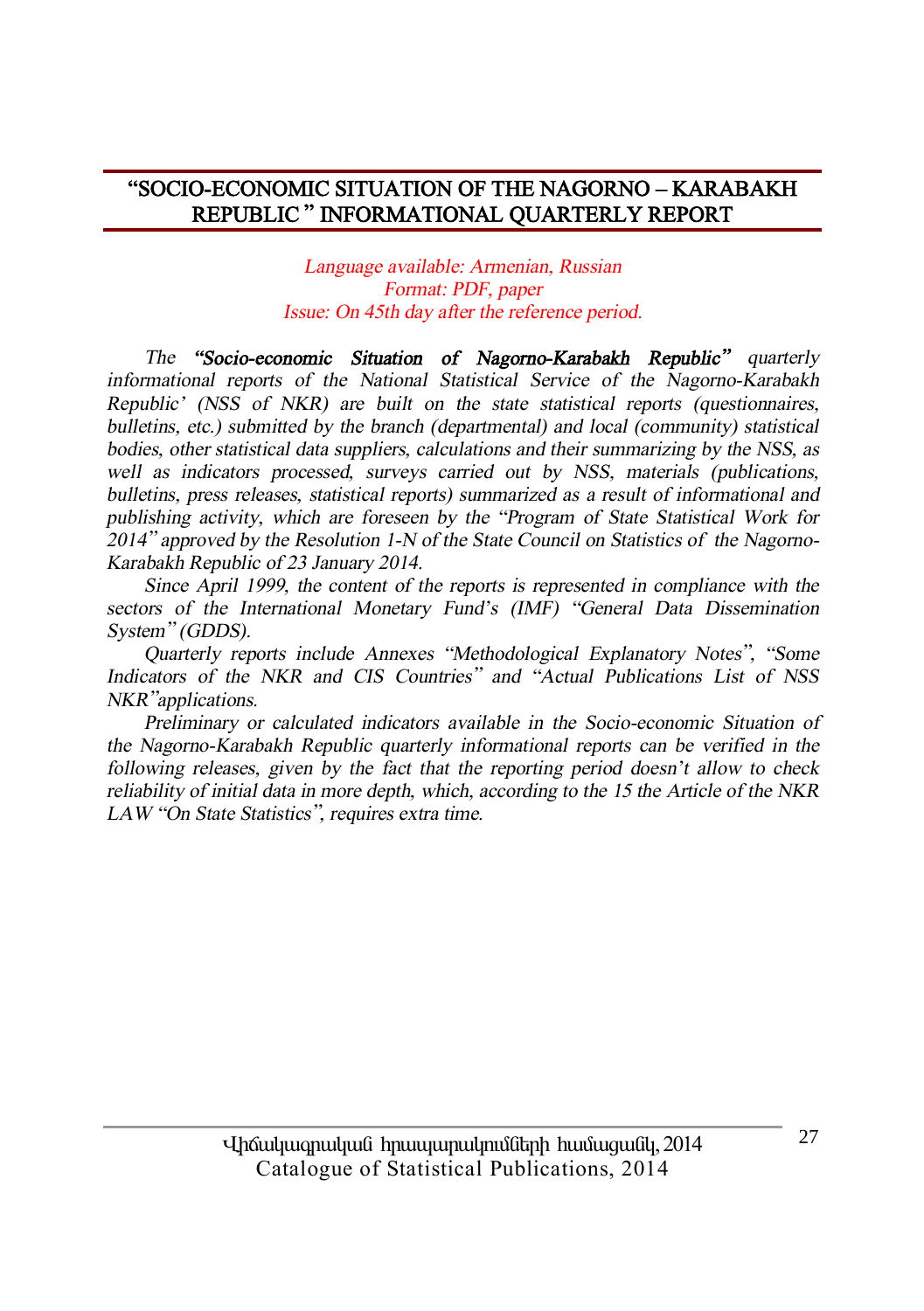## "SOCIO-ECONOMIC SITUATION OF THE NAGORNO – KARABAKH REPUBLIC " INFORMATIONAL QUARTERLY REPORT

*Language available: Armenian, Russian*
*Format: PDF, paper*
*Issue: On 45th day after the reference period.*

*The **"Socio-economic Situation of Nagorno-Karabakh Republic"** quarterly informational reports of the National Statistical Service of the Nagorno-Karabakh Republic' (NSS of NKR) are built on the state statistical reports (questionnaires, bulletins, etc.) submitted by the branch (departmental) and local (community) statistical bodies, other statistical data suppliers, calculations and their summarizing by the NSS, as well as indicators processed, surveys carried out by NSS, materials (publications, bulletins, press releases, statistical reports) summarized as a result of informational and publishing activity, which are foreseen by the "Program of State Statistical Work for 2014" approved by the Resolution 1-N of the State Council on Statistics of the Nagorno-Karabakh Republic of 23 January 2014.*

*Since April 1999, the content of the reports is represented in compliance with the sectors of the International Monetary Fund's (IMF) "General Data Dissemination System" (GDDS).*

*Quarterly reports include Annexes "Methodological Explanatory Notes", "Some Indicators of the NKR and CIS Countries" and "Actual Publications List of NSS NKR"applications.*

*Preliminary or calculated indicators available in the Socio-economic Situation of the Nagorno-Karabakh Republic quarterly informational reports can be verified in the following releases, given by the fact that the reporting period doesn't allow to check reliability of initial data in more depth, which, according to the 15 the Article of the NKR LAW "On State Statistics", requires extra time.*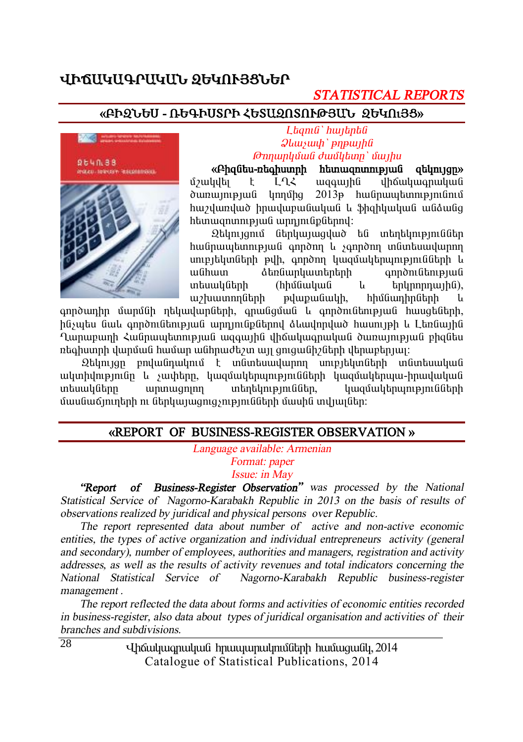# ՎԻՃԱԿԱԳՐԱԿԱՆ ԶԵԿՈՒՅՑՆԵՐ

## *STATISTICAL REPORTS*

### «ԲԻԶՆԵՍ - ՌԵԳԻՍՏՐԻ ՀԵՏԱԶՈՏՈՒԹՅԱՆ ԶԵԿՈՒՅՑ»

*Լեզուն՝ հայերեն*
*Ձևաչափ՝ թղթային*
*Թողարկման ժամկետը՝ մայիս*

**«Բիզնես-ռեգիստրի հետազոտության զեկույցը»** մշակվել է ԼՂՀ ազգային վիճակագրական ծառայության կողմից 2013թ հանրապետությունում հաշվառված իրավաբանական և ֆիզիկական անձանց հետազոտության արդյունքներով:

Զեկույցում ներկայացված են տեղեկություններ հանրապետության գործող և չգործող տնտեսավարող սուբյեկտների թվի, գործող կազմակերպությունների և անհատ ձեռնարկատերերի գործունեության տեսակների (հիմնական և երկրորդային), աշխատողների թվաքանակի, հիմնադիրների և գործադիր մարմնի ղեկավարների, գրանցման և գործունեության հասցեների, ինչպես նաև գործունեության արդյունքներով ձևավորված հասույթի և Լեռնային Ղարաբաղի Հանրապետության ազգային վիճակագրական ծառայության բիզնես ռեգիստրի վարման համար անհրաժեշտ այլ ցուցանիշների վերաբերյալ:

Զեկույցը բովանդակում է տնտեսավարող սուբյեկտների տնտեսական ակտիվությունը և չափերը, կազմակերպությունների կազմակերպա-իրավական տեսակները արտացոլող տեղեկություններ, կազմակերպությունների մասնաճյուղերի ու ներկայացուցչությունների մասին տվյալներ:

### «REPORT OF BUSINESS-REGISTER OBSERVATION »

*Language available: Armenian*
*Format: paper*
*Issue: in May*

***"Report of Business-Register Observation"*** *was processed by the National Statistical Service of Nagorno-Karabakh Republic in 2013 on the basis of results of observations realized by juridical and physical persons over Republic.*

*The report represented data about number of active and non-active economic entities, the types of active organization and individual entrepreneurs activity (general and secondary), number of employees, authorities and managers, registration and activity addresses, as well as the results of activity revenues and total indicators concerning the National Statistical Service of Nagorno-Karabakh Republic business-register management .*

*The report reflected the data about forms and activities of economic entities recorded in business-register, also data about types of juridical organisation and activities of their branches and subdivisions.*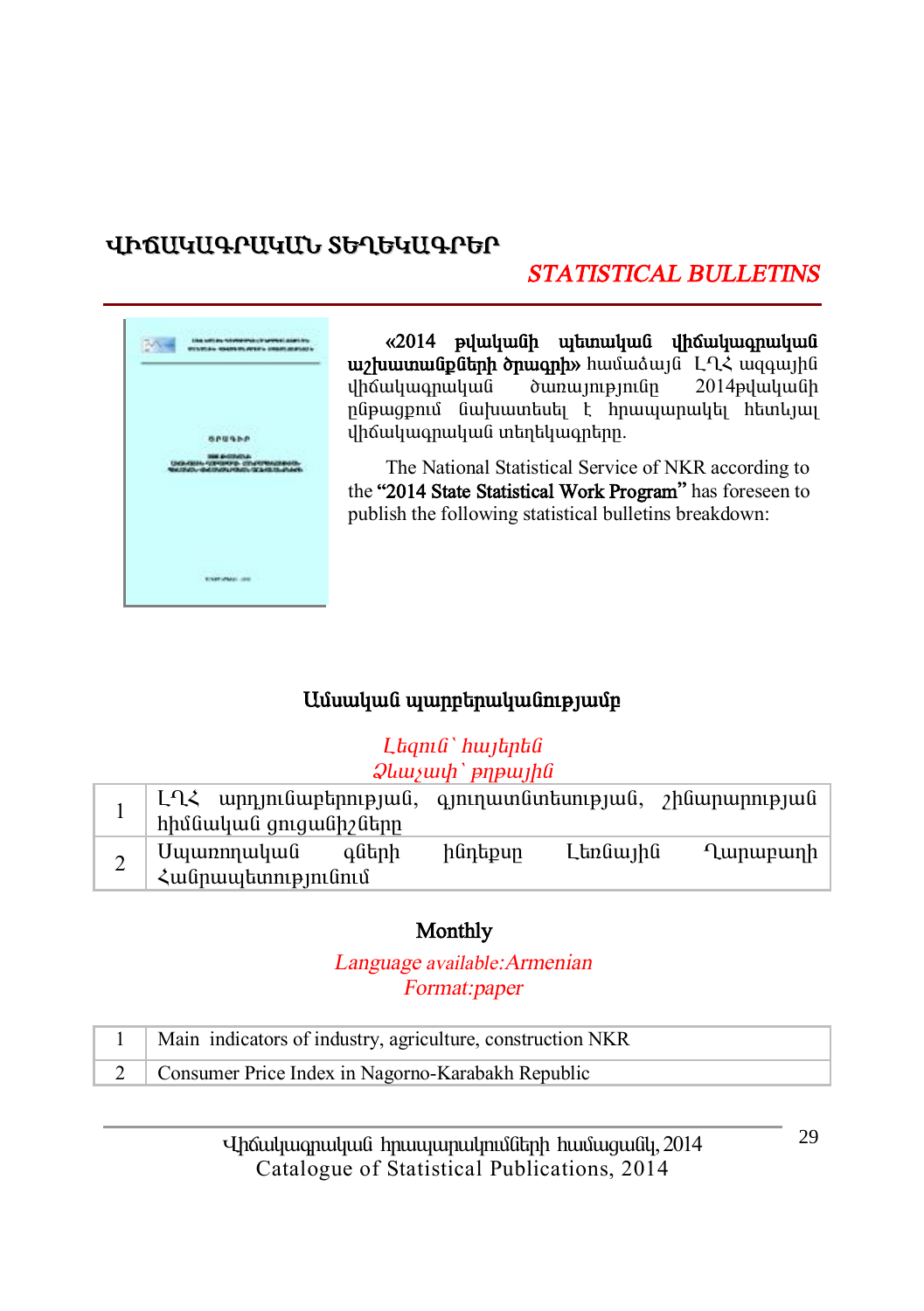## ՎԻՃԱԿԱԳՐԱԿԱՆ ՏԵՂԵԿԱԳՐԵՐ

## *STATISTICAL BULLETINS*

**«2014 թվականի պետական վիճակագրական աշխատանքների ծրագրի»** համաձայն ԼՂՀ ազգային վիճակագրական ծառայությունը 2014թվականի ընթացքում նախատեսել է հրապարակել հետևյալ վիճակագրական տեղեկագրերը.

The National Statistical Service of NKR according to the **"2014 State Statistical Work Program"** has foreseen to publish the following statistical bulletins breakdown:

### Ամսական պարբերականությամբ

*Լեզուն՝ հայերեն*
*Ձևաչափ՝ թղթային*

| | |
|---|---|
| 1 | ԼՂՀ արդյունաբերության, գյուղատնտեսության, շինարարության հիմնական ցուցանիշները |
| 2 | Սպառողական գների ինդեքսը Լեռնային Ղարաբաղի Հանրապետությունում |

### Monthly

*Language available:Armenian*
*Format:paper*

| | |
|---|---|
| 1 | Main indicators of industry, agriculture, construction NKR |
| 2 | Consumer Price Index in Nagorno-Karabakh Republic |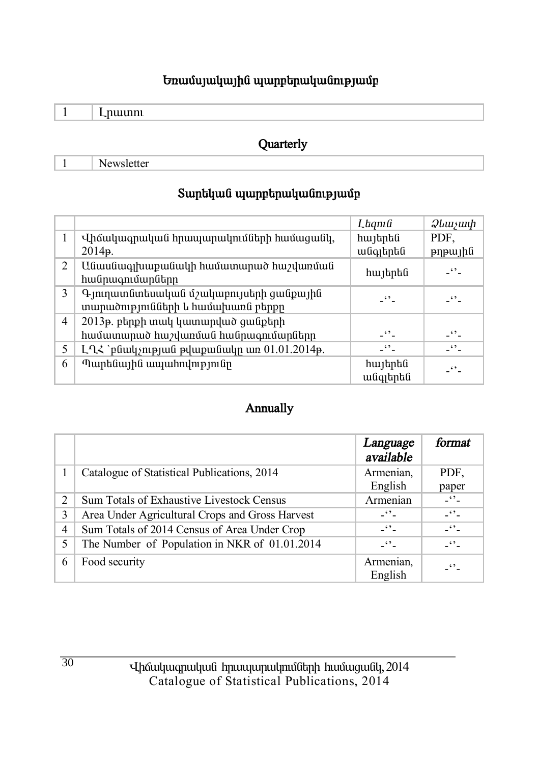## Եռամսյակային պարբերականությամբ

| 1 | Լրատու |
|---|---|

## Quarterly

| 1 | Newsletter |
|---|---|

## Տարեկան պարբերականությամբ

| | | *Լեզուն* | *Ձևաչափ* |
|---|---|---|---|
| 1 | Վիճակագրական հրապարակումների համացանկ, 2014թ. | հայերեն անգլերեն | PDF, թղթային |
| 2 | Անասնագլխաքանակի համատարած հաշվառման հանրագումարները | հայերեն | -‘’- |
| 3 | Գյուղատնտեսական մշակաբույսերի ցանքային տարածությունների և համախառն բերքը | -‘’- | -‘’- |
| 4 | 2013թ. բերքի տակ կատարված ցանքերի համատարած հաշվառման հանրագումարները | -‘’- | -‘’- |
| 5 | ԼՂՀ `բնակչության թվաքանակը առ 01.01.2014թ. | -‘’- | -‘’- |
| 6 | Պարենային ապահովությունը | հայերեն անգլերեն | -‘’- |

## Annually

| | | *Language available* | *format* |
|---|---|---|---|
| 1 | Catalogue of Statistical Publications, 2014 | Armenian, English | PDF, paper |
| 2 | Sum Totals of Exhaustive Livestock Census | Armenian | -‘’- |
| 3 | Area Under Agricultural Crops and Gross Harvest | -‘’- | -‘’- |
| 4 | Sum Totals of 2014 Census of Area Under Crop | -‘’- | -‘’- |
| 5 | The Number of Population in NKR of 01.01.2014 | -‘’- | -‘’- |
| 6 | Food security | Armenian, English | -‘’- |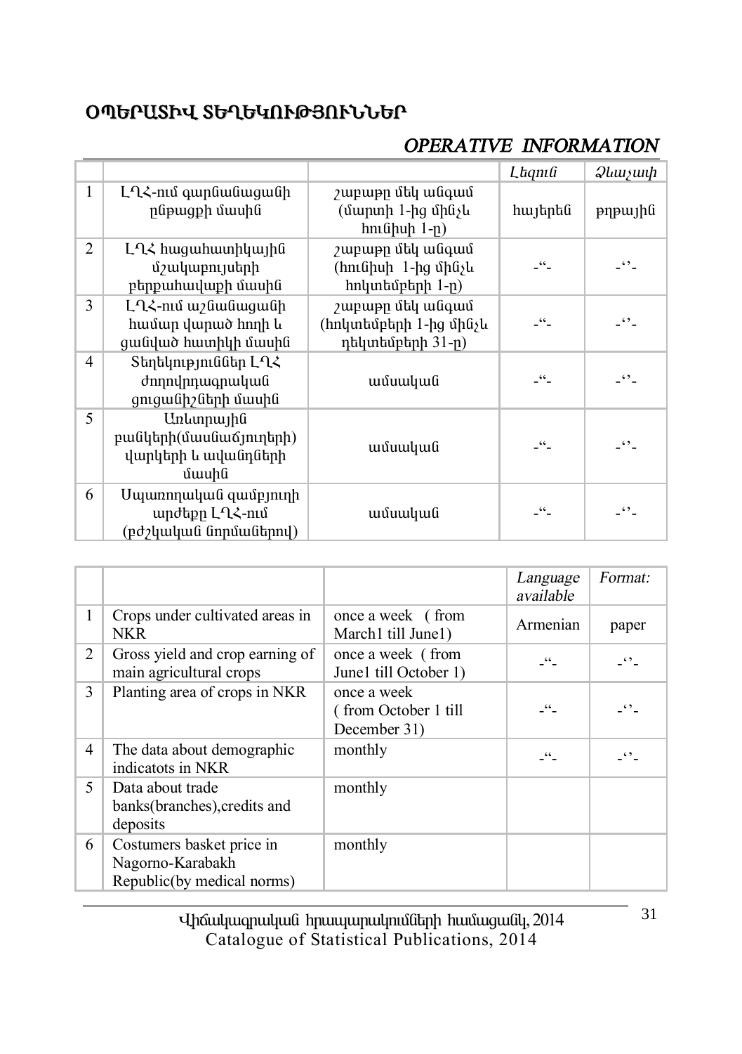## ՕՊԵՐԱՏԻՎ ՏԵՂԵԿՈՒԹՅՈՒՆՆԵՐ

## *OPERATIVE INFORMATION*

| | | | *Լեզուն* | *Ձևաչափ* |
|---|---|---|---|---|
| 1 | ԼՂՀ-ում զարնանացանի ընթացքի մասին | շաբաթը մեկ անգամ (մարտի 1-ից մինչև հունիսի 1-ը) | հայերեն | թղթային |
| 2 | ԼՂՀ հացահատիկային մշակաբույսերի բերքահավաքի մասին | շաբաթը մեկ անգամ (հունիսի 1-ից մինչև հոկտեմբերի 1-ը) | -“- | -‘’- |
| 3 | ԼՂՀ-ում աշնանացանի համար վարած հողի և ցանված հատիկի մասին | շաբաթը մեկ անգամ (հոկտեմբերի 1-ից մինչև դեկտեմբերի 31-ը) | -“- | -‘’- |
| 4 | Տեղեկություններ ԼՂՀ ժողովրդագրական ցուցանիշների մասին | ամսական | -“- | -‘’- |
| 5 | Առևտրային բանկերի(մասնաճյուղերի) վարկերի և ավանդների մասին | ամսական | -“- | -‘’- |
| 6 | Սպառողական զամբյուղի արժեքը ԼՂՀ-ում (բժշկական նորմաներով) | ամսական | -“- | -‘’- |

| | | | *Language available* | *Format:* |
|---|---|---|---|---|
| 1 | Crops under cultivated areas in NKR | once a week ( from March1 till June1) | Armenian | paper |
| 2 | Gross yield and crop earning of main agricultural crops | once a week ( from June1 till October 1) | -“- | -‘’- |
| 3 | Planting area of crops in NKR | once a week ( from October 1 till December 31) | -“- | -‘’- |
| 4 | The data about demographic indicatots in NKR | monthly | -“- | -‘’- |
| 5 | Data about trade banks(branches),credits and deposits | monthly | | |
| 6 | Costumers basket price in Nagorno-Karabakh Republic(by medical norms) | monthly | | |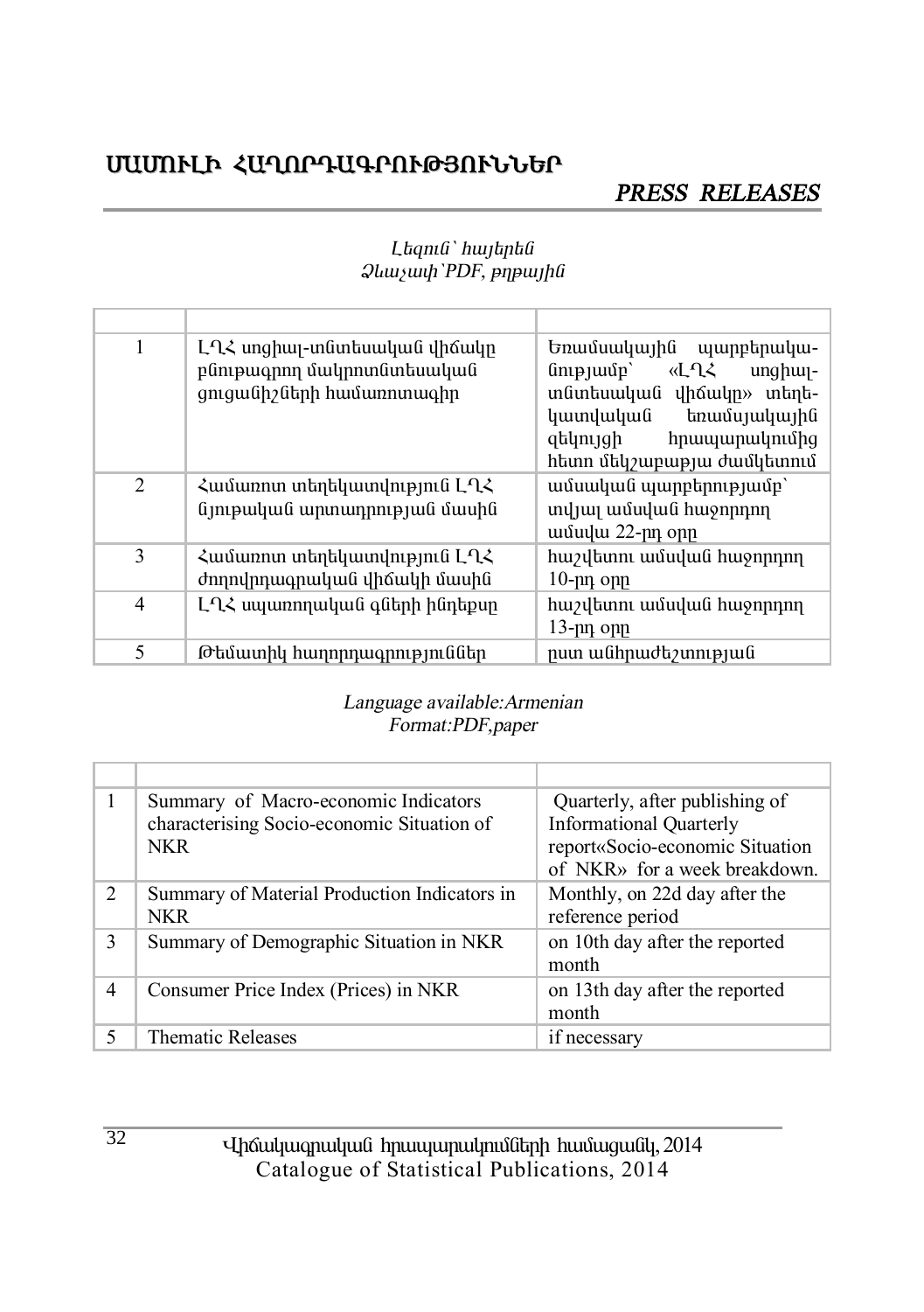# ՍԱՍՏՈՒԼԻ ՀԱՂՈՐԴԱԳՐՈՒԹՅՈՒՆՆԵՐ

## *PRESS RELEASES*

*Լեզուն՝ հայերեն*
*Ձևաչափ՝PDF, թղթային*

| | | |
|---|---|---|
| 1 | ԼՂՀ սոցիալ-տնտեսական վիճակը բնութագրող մակրոտնտեսական ցուցանիշների համառոտագիր | Եռամսակային պարբերականությամբ՝ «ԼՂՀ սոցիալ-տնտեսական վիճակը» տեղեկատվական եռամսյակային զեկույցի հրապարակումից հետո մեկշաբաթյա ժամկետում |
| 2 | Համառոտ տեղեկատվություն ԼՂՀ նյութական արտադրության մասին | ամսական պարբերությամբ՝ տվյալ ամսվան հաջորդող ամսվա 22-րդ օրը |
| 3 | Համառոտ տեղեկատվություն ԼՂՀ ժողովրդագրական վիճակի մասին | հաշվետու ամսվան հաջորդող 10-րդ օրը |
| 4 | ԼՂՀ սպառողական գների ինդեքսը | հաշվետու ամսվան հաջորդող 13-րդ օրը |
| 5 | Թեմատիկ հաղորդագրություններ | ըստ անհրաժեշտության |

*Language available:Armenian*
*Format:PDF,paper*

| | | |
|---|---|---|
| 1 | Summary of Macro-economic Indicators characterising Socio-economic Situation of NKR | Quarterly, after publishing of Informational Quarterly report«Socio-economic Situation of NKR» for a week breakdown. |
| 2 | Summary of Material Production Indicators in NKR | Monthly, on 22d day after the reference period |
| 3 | Summary of Demographic Situation in NKR | on 10th day after the reported month |
| 4 | Consumer Price Index (Prices) in NKR | on 13th day after the reported month |
| 5 | Thematic Releases | if necessary |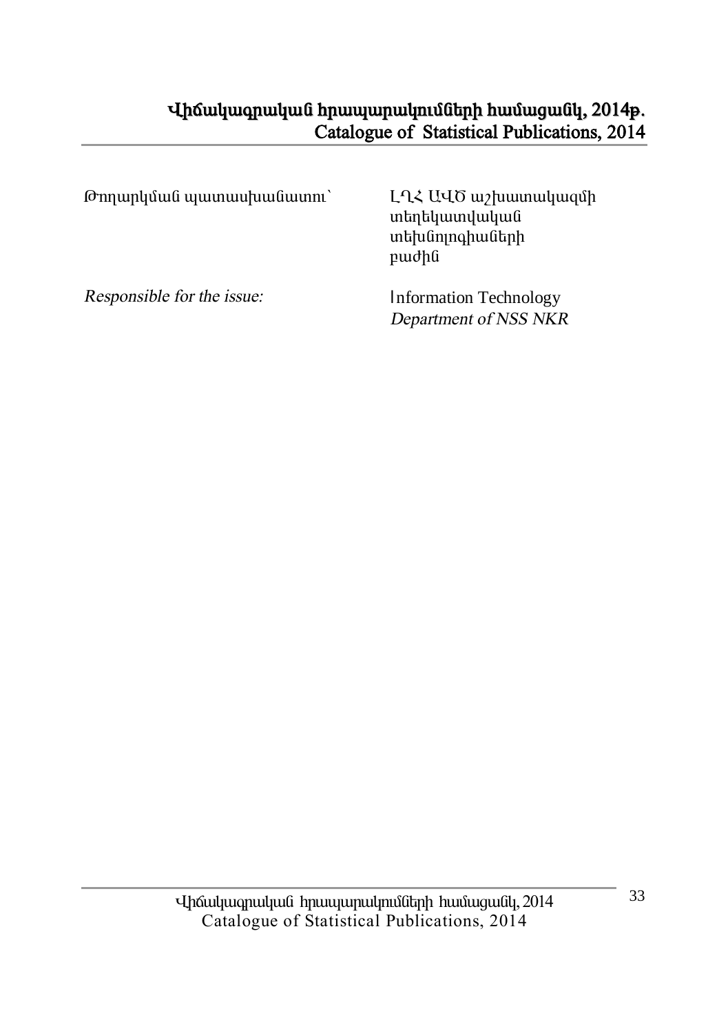| | |
|---|---|
| Թողարկման պատասխանատու՝ | ԼՂՀ ԱՎԾ աշխատակազմի տեղեկատվական տեխնոլոգիաների բաժին |
| *Responsible for the issue:* | Information Technology *Department of NSS NKR* |